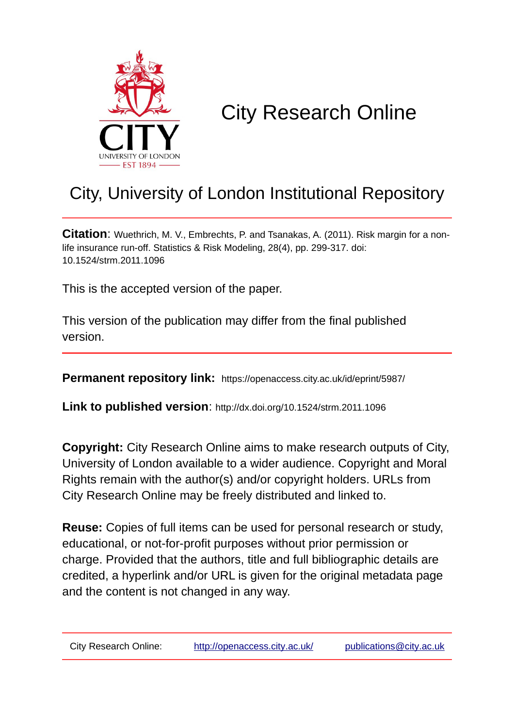# City Research Online

## City, University of London Institutional Repository

**Citation**: Wuethrich, M. V., Embrechts, P. and Tsanakas, A. (2011). Risk margin for a non-life insurance run-off. Statistics & Risk Modeling, 28(4), pp. 299-317. doi: 10.1524/strm.2011.1096

This is the accepted version of the paper.

This version of the publication may differ from the final published version.

**Permanent repository link:** https://openaccess.city.ac.uk/id/eprint/5987/

**Link to published version**: http://dx.doi.org/10.1524/strm.2011.1096

**Copyright:** City Research Online aims to make research outputs of City, University of London available to a wider audience. Copyright and Moral Rights remain with the author(s) and/or copyright holders. URLs from City Research Online may be freely distributed and linked to.

**Reuse:** Copies of full items can be used for personal research or study, educational, or not-for-profit purposes without prior permission or charge. Provided that the authors, title and full bibliographic details are credited, a hyperlink and/or URL is given for the original metadata page and the content is not changed in any way.

City Research Online: http://openaccess.city.ac.uk/ publications@city.ac.uk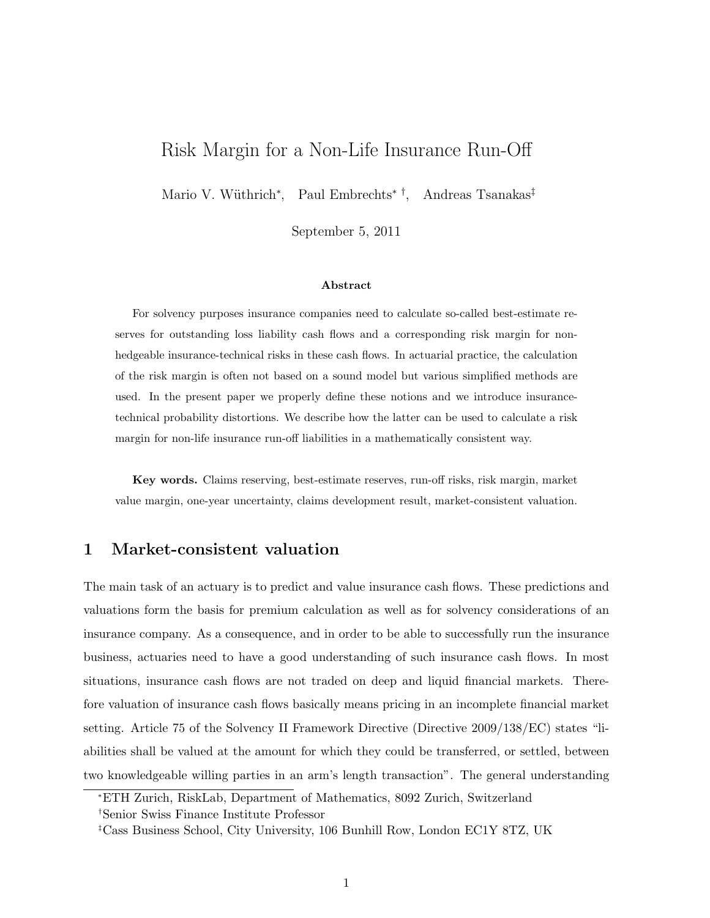# Risk Margin for a Non-Life Insurance Run-Off

Mario V. Wüthrich[*], Paul Embrechts[*] [†], Andreas Tsanakas[‡]

September 5, 2011

### Abstract

For solvency purposes insurance companies need to calculate so-called best-estimate reserves for outstanding loss liability cash flows and a corresponding risk margin for non-hedgeable insurance-technical risks in these cash flows. In actuarial practice, the calculation of the risk margin is often not based on a sound model but various simplified methods are used. In the present paper we properly define these notions and we introduce insurance-technical probability distortions. We describe how the latter can be used to calculate a risk margin for non-life insurance run-off liabilities in a mathematically consistent way.

**Key words.** Claims reserving, best-estimate reserves, run-off risks, risk margin, market value margin, one-year uncertainty, claims development result, market-consistent valuation.

## 1 Market-consistent valuation

The main task of an actuary is to predict and value insurance cash flows. These predictions and valuations form the basis for premium calculation as well as for solvency considerations of an insurance company. As a consequence, and in order to be able to successfully run the insurance business, actuaries need to have a good understanding of such insurance cash flows. In most situations, insurance cash flows are not traded on deep and liquid financial markets. Therefore valuation of insurance cash flows basically means pricing in an incomplete financial market setting. Article 75 of the Solvency II Framework Directive (Directive 2009/138/EC) states "liabilities shall be valued at the amount for which they could be transferred, or settled, between two knowledgeable willing parties in an arm's length transaction". The general understanding

[*]ETH Zurich, RiskLab, Department of Mathematics, 8092 Zurich, Switzerland

[†]Senior Swiss Finance Institute Professor

[‡]Cass Business School, City University, 106 Bunhill Row, London EC1Y 8TZ, UK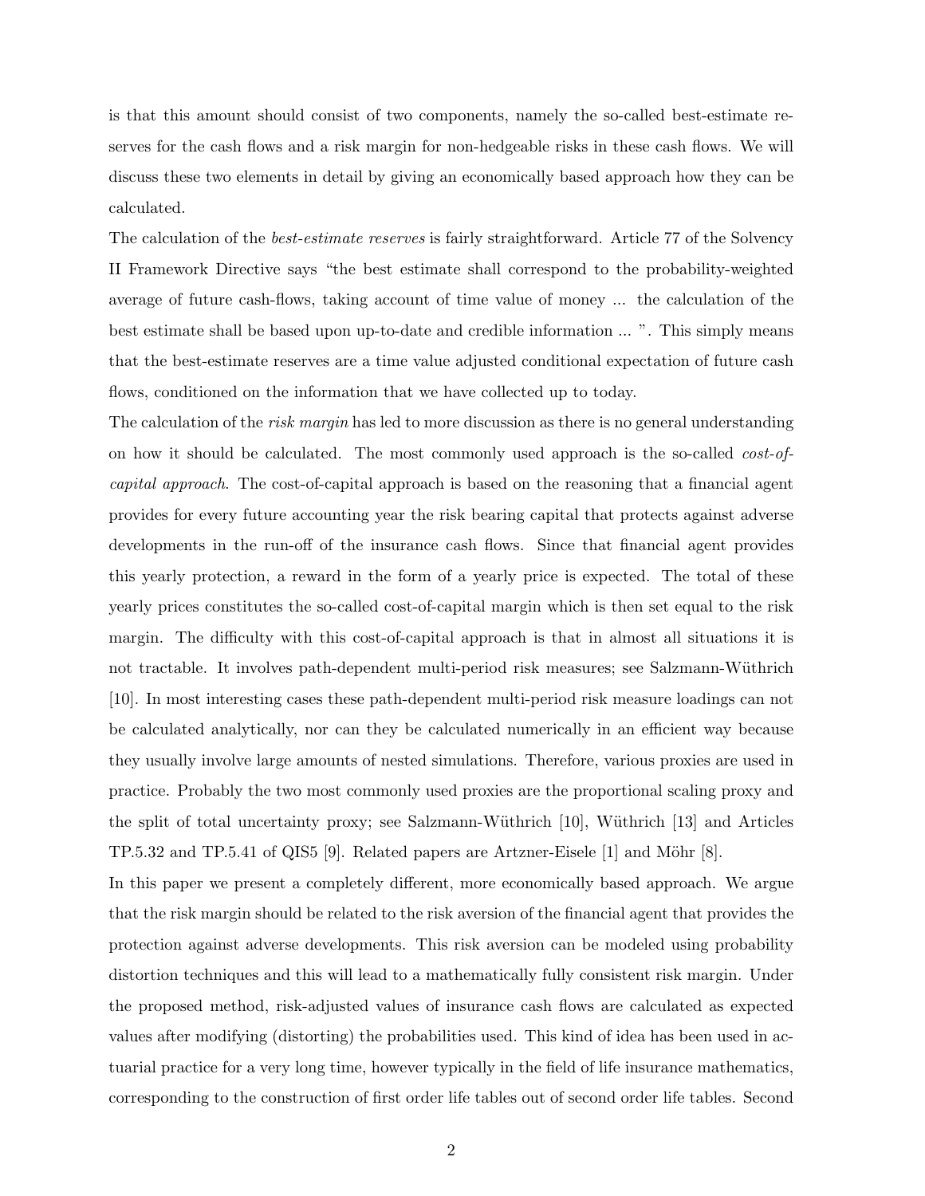is that this amount should consist of two components, namely the so-called best-estimate reserves for the cash flows and a risk margin for non-hedgeable risks in these cash flows. We will discuss these two elements in detail by giving an economically based approach how they can be calculated.

The calculation of the *best-estimate reserves* is fairly straightforward. Article 77 of the Solvency II Framework Directive says "the best estimate shall correspond to the probability-weighted average of future cash-flows, taking account of time value of money ... the calculation of the best estimate shall be based upon up-to-date and credible information ... ". This simply means that the best-estimate reserves are a time value adjusted conditional expectation of future cash flows, conditioned on the information that we have collected up to today.

The calculation of the *risk margin* has led to more discussion as there is no general understanding on how it should be calculated. The most commonly used approach is the so-called *cost-of-capital approach*. The cost-of-capital approach is based on the reasoning that a financial agent provides for every future accounting year the risk bearing capital that protects against adverse developments in the run-off of the insurance cash flows. Since that financial agent provides this yearly protection, a reward in the form of a yearly price is expected. The total of these yearly prices constitutes the so-called cost-of-capital margin which is then set equal to the risk margin. The difficulty with this cost-of-capital approach is that in almost all situations it is not tractable. It involves path-dependent multi-period risk measures; see Salzmann-Wüthrich [10]. In most interesting cases these path-dependent multi-period risk measure loadings can not be calculated analytically, nor can they be calculated numerically in an efficient way because they usually involve large amounts of nested simulations. Therefore, various proxies are used in practice. Probably the two most commonly used proxies are the proportional scaling proxy and the split of total uncertainty proxy; see Salzmann-Wüthrich [10], Wüthrich [13] and Articles TP.5.32 and TP.5.41 of QIS5 [9]. Related papers are Artzner-Eisele [1] and Möhr [8].

In this paper we present a completely different, more economically based approach. We argue that the risk margin should be related to the risk aversion of the financial agent that provides the protection against adverse developments. This risk aversion can be modeled using probability distortion techniques and this will lead to a mathematically fully consistent risk margin. Under the proposed method, risk-adjusted values of insurance cash flows are calculated as expected values after modifying (distorting) the probabilities used. This kind of idea has been used in actuarial practice for a very long time, however typically in the field of life insurance mathematics, corresponding to the construction of first order life tables out of second order life tables. Second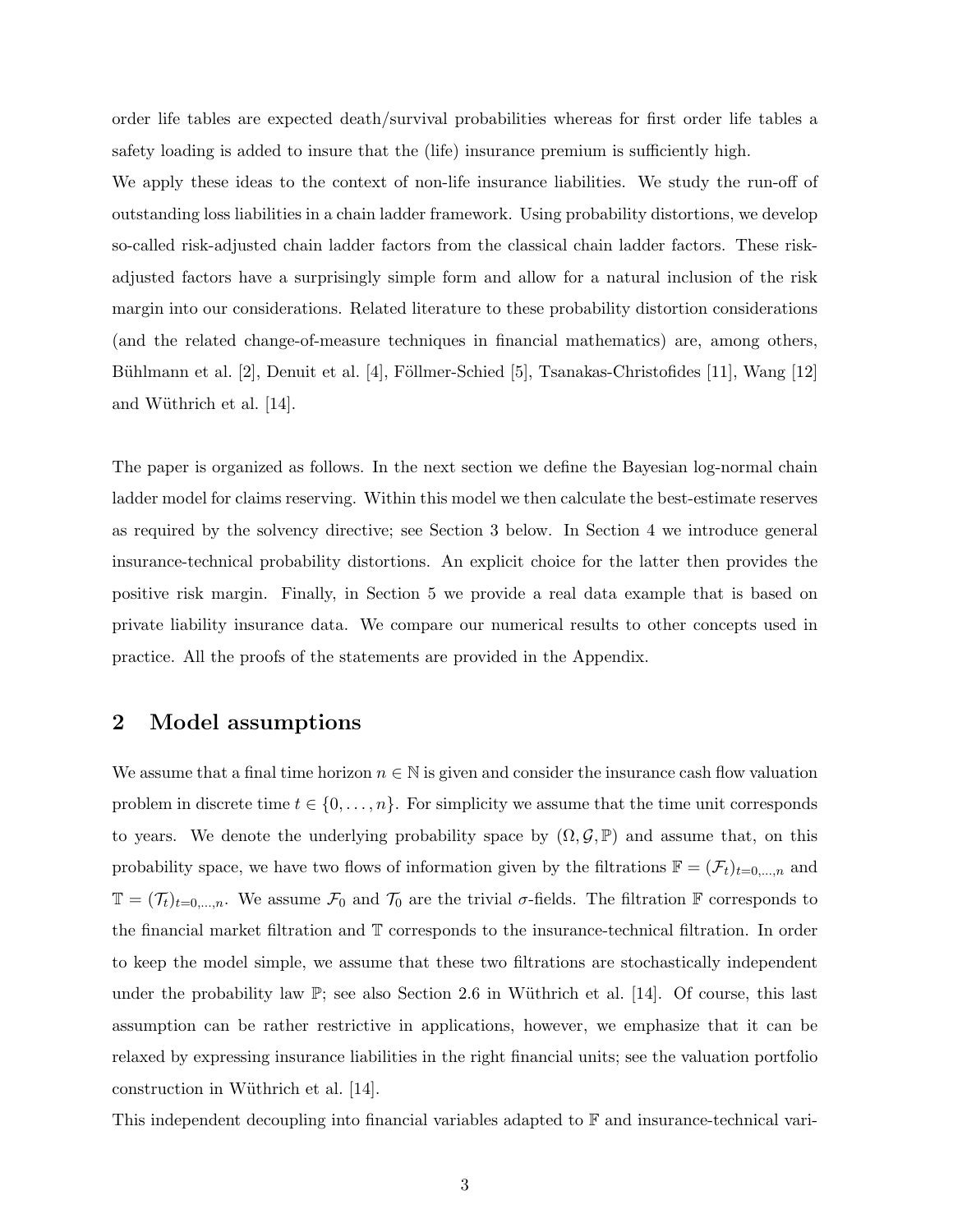order life tables are expected death/survival probabilities whereas for first order life tables a safety loading is added to insure that the (life) insurance premium is sufficiently high.

We apply these ideas to the context of non-life insurance liabilities. We study the run-off of outstanding loss liabilities in a chain ladder framework. Using probability distortions, we develop so-called risk-adjusted chain ladder factors from the classical chain ladder factors. These risk-adjusted factors have a surprisingly simple form and allow for a natural inclusion of the risk margin into our considerations. Related literature to these probability distortion considerations (and the related change-of-measure techniques in financial mathematics) are, among others, Bühlmann et al. [2], Denuit et al. [4], Föllmer-Schied [5], Tsanakas-Christofides [11], Wang [12] and Wüthrich et al. [14].

The paper is organized as follows. In the next section we define the Bayesian log-normal chain ladder model for claims reserving. Within this model we then calculate the best-estimate reserves as required by the solvency directive; see Section 3 below. In Section 4 we introduce general insurance-technical probability distortions. An explicit choice for the latter then provides the positive risk margin. Finally, in Section 5 we provide a real data example that is based on private liability insurance data. We compare our numerical results to other concepts used in practice. All the proofs of the statements are provided in the Appendix.

## 2 Model assumptions

We assume that a final time horizon $n \in \mathbb{N}$ is given and consider the insurance cash flow valuation problem in discrete time $t \in \{0, \ldots, n\}$. For simplicity we assume that the time unit corresponds to years. We denote the underlying probability space by $(\Omega, \mathcal{G}, \mathbb{P})$ and assume that, on this probability space, we have two flows of information given by the filtrations $\mathbb{F} = (\mathcal{F}_t)_{t=0,\ldots,n}$ and $\mathbb{T} = (\mathcal{T}_t)_{t=0,\ldots,n}$. We assume $\mathcal{F}_0$ and $\mathcal{T}_0$ are the trivial $\sigma$-fields. The filtration $\mathbb{F}$ corresponds to the financial market filtration and $\mathbb{T}$ corresponds to the insurance-technical filtration. In order to keep the model simple, we assume that these two filtrations are stochastically independent under the probability law $\mathbb{P}$; see also Section 2.6 in Wüthrich et al. [14]. Of course, this last assumption can be rather restrictive in applications, however, we emphasize that it can be relaxed by expressing insurance liabilities in the right financial units; see the valuation portfolio construction in Wüthrich et al. [14].

This independent decoupling into financial variables adapted to $\mathbb{F}$ and insurance-technical vari-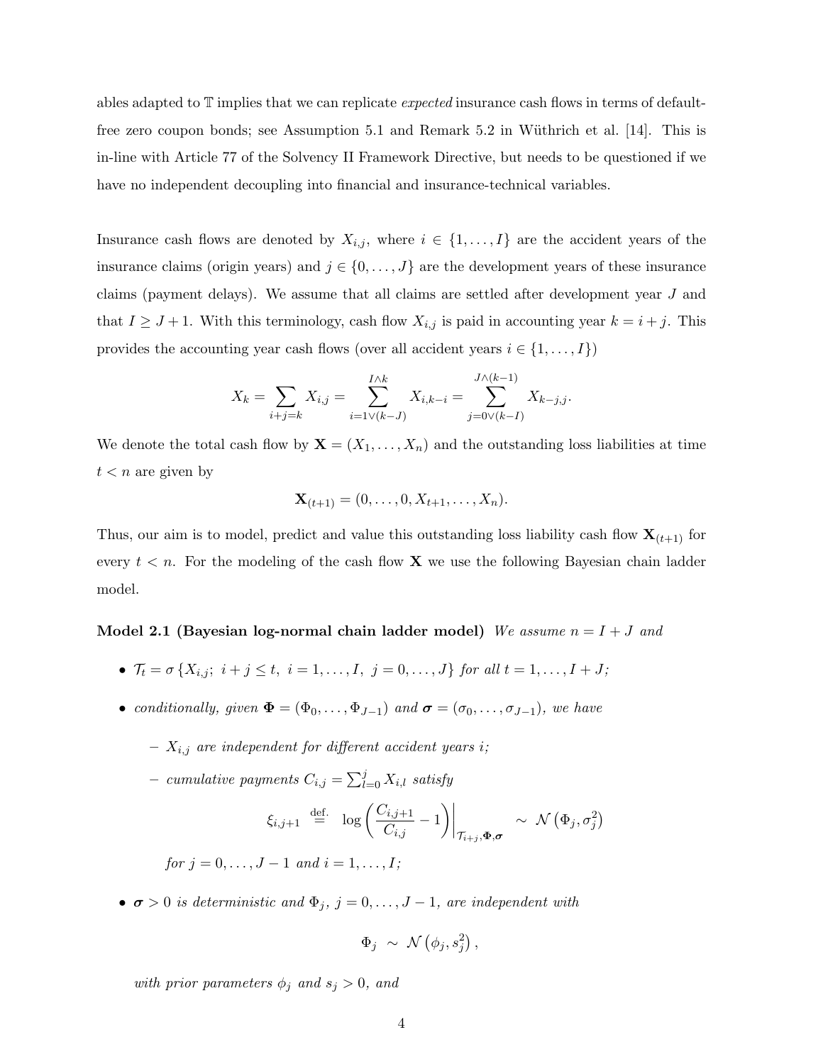ables adapted to $\mathbb{T}$ implies that we can replicate *expected* insurance cash flows in terms of default-free zero coupon bonds; see Assumption 5.1 and Remark 5.2 in Wüthrich et al. [14]. This is in-line with Article 77 of the Solvency II Framework Directive, but needs to be questioned if we have no independent decoupling into financial and insurance-technical variables.

Insurance cash flows are denoted by $X_{i,j}$, where $i \in \{1, \ldots, I\}$ are the accident years of the insurance claims (origin years) and $j \in \{0, \ldots, J\}$ are the development years of these insurance claims (payment delays). We assume that all claims are settled after development year $J$ and that $I \geq J+1$. With this terminology, cash flow $X_{i,j}$ is paid in accounting year $k = i + j$. This provides the accounting year cash flows (over all accident years $i \in \{1, \ldots, I\}$)

$$X_k = \sum_{i+j=k} X_{i,j} = \sum_{i=1 \vee (k-J)}^{I \wedge k} X_{i,k-i} = \sum_{j=0 \vee (k-I)}^{J \wedge (k-1)} X_{k-j,j}.$$

We denote the total cash flow by $\mathbf{X} = (X_1, \ldots, X_n)$ and the outstanding loss liabilities at time $t < n$ are given by

$$\mathbf{X}_{(t+1)} = (0, \ldots, 0, X_{t+1}, \ldots, X_n).$$

Thus, our aim is to model, predict and value this outstanding loss liability cash flow $\mathbf{X}_{(t+1)}$ for every $t < n$. For the modeling of the cash flow $\mathbf{X}$ we use the following Bayesian chain ladder model.

**Model 2.1 (Bayesian log-normal chain ladder model)** *We assume $n = I + J$ and*

- $\mathcal{T}_t = \sigma \{X_{i,j};\ i + j \leq t,\ i = 1, \ldots, I,\ j = 0, \ldots, J\}$ *for all* $t = 1, \ldots, I + J$;
- *conditionally, given* $\mathbf{\Phi} = (\Phi_0, \ldots, \Phi_{J-1})$ *and* $\boldsymbol{\sigma} = (\sigma_0, \ldots, \sigma_{J-1})$, *we have*
  - $X_{i,j}$ *are independent for different accident years* $i$;
  - *cumulative payments* $C_{i,j} = \sum_{l=0}^{j} X_{i,l}$ *satisfy*

    $$\xi_{i,j+1} \stackrel{\text{def.}}{=} \log\left(\frac{C_{i,j+1}}{C_{i,j}} - 1\right)\bigg|_{\mathcal{T}_{i+j}, \mathbf{\Phi}, \boldsymbol{\sigma}} \sim \mathcal{N}\left(\Phi_j, \sigma_j^2\right)$$

    *for* $j = 0, \ldots, J-1$ *and* $i = 1, \ldots, I$;
- $\boldsymbol{\sigma} > 0$ *is deterministic and* $\Phi_j$, $j = 0, \ldots, J-1$, *are independent with*

  $$\Phi_j \sim \mathcal{N}\left(\phi_j, s_j^2\right),$$

  *with prior parameters* $\phi_j$ *and* $s_j > 0$, *and*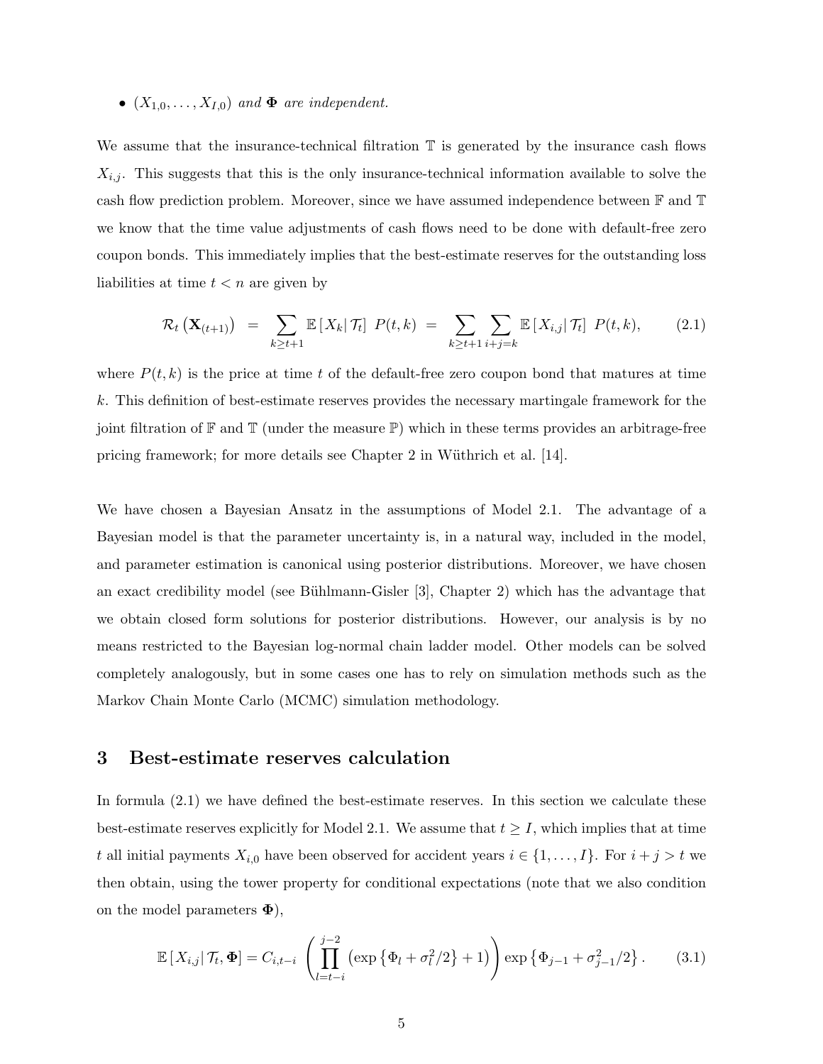- $(X_{1,0}, \ldots, X_{I,0})$ *and* $\mathbf{\Phi}$ *are independent.*

We assume that the insurance-technical filtration $\mathbb{T}$ is generated by the insurance cash flows $X_{i,j}$. This suggests that this is the only insurance-technical information available to solve the cash flow prediction problem. Moreover, since we have assumed independence between $\mathbb{F}$ and $\mathbb{T}$ we know that the time value adjustments of cash flows need to be done with default-free zero coupon bonds. This immediately implies that the best-estimate reserves for the outstanding loss liabilities at time $t < n$ are given by

$$\mathcal{R}_t\left(\mathbf{X}_{(t+1)}\right) = \sum_{k \geq t+1} \mathbb{E}\left[X_k \middle| \mathcal{T}_t\right] P(t,k) = \sum_{k \geq t+1} \sum_{i+j=k} \mathbb{E}\left[X_{i,j} \middle| \mathcal{T}_t\right] P(t,k), \tag{2.1}$$

where $P(t,k)$ is the price at time $t$ of the default-free zero coupon bond that matures at time $k$. This definition of best-estimate reserves provides the necessary martingale framework for the joint filtration of $\mathbb{F}$ and $\mathbb{T}$ (under the measure $\mathbb{P}$) which in these terms provides an arbitrage-free pricing framework; for more details see Chapter 2 in Wüthrich et al. [14].

We have chosen a Bayesian Ansatz in the assumptions of Model 2.1. The advantage of a Bayesian model is that the parameter uncertainty is, in a natural way, included in the model, and parameter estimation is canonical using posterior distributions. Moreover, we have chosen an exact credibility model (see Bühlmann-Gisler [3], Chapter 2) which has the advantage that we obtain closed form solutions for posterior distributions. However, our analysis is by no means restricted to the Bayesian log-normal chain ladder model. Other models can be solved completely analogously, but in some cases one has to rely on simulation methods such as the Markov Chain Monte Carlo (MCMC) simulation methodology.

## 3 Best-estimate reserves calculation

In formula (2.1) we have defined the best-estimate reserves. In this section we calculate these best-estimate reserves explicitly for Model 2.1. We assume that $t \geq I$, which implies that at time $t$ all initial payments $X_{i,0}$ have been observed for accident years $i \in \{1, \ldots, I\}$. For $i + j > t$ we then obtain, using the tower property for conditional expectations (note that we also condition on the model parameters $\mathbf{\Phi}$),

$$\mathbb{E}\left[X_{i,j} \middle| \mathcal{T}_t, \mathbf{\Phi}\right] = C_{i,t-i} \left( \prod_{l=t-i}^{j-2} \left( \exp\left\{\Phi_l + \sigma_l^2/2\right\} + 1 \right) \right) \exp\left\{\Phi_{j-1} + \sigma_{j-1}^2/2\right\}. \tag{3.1}$$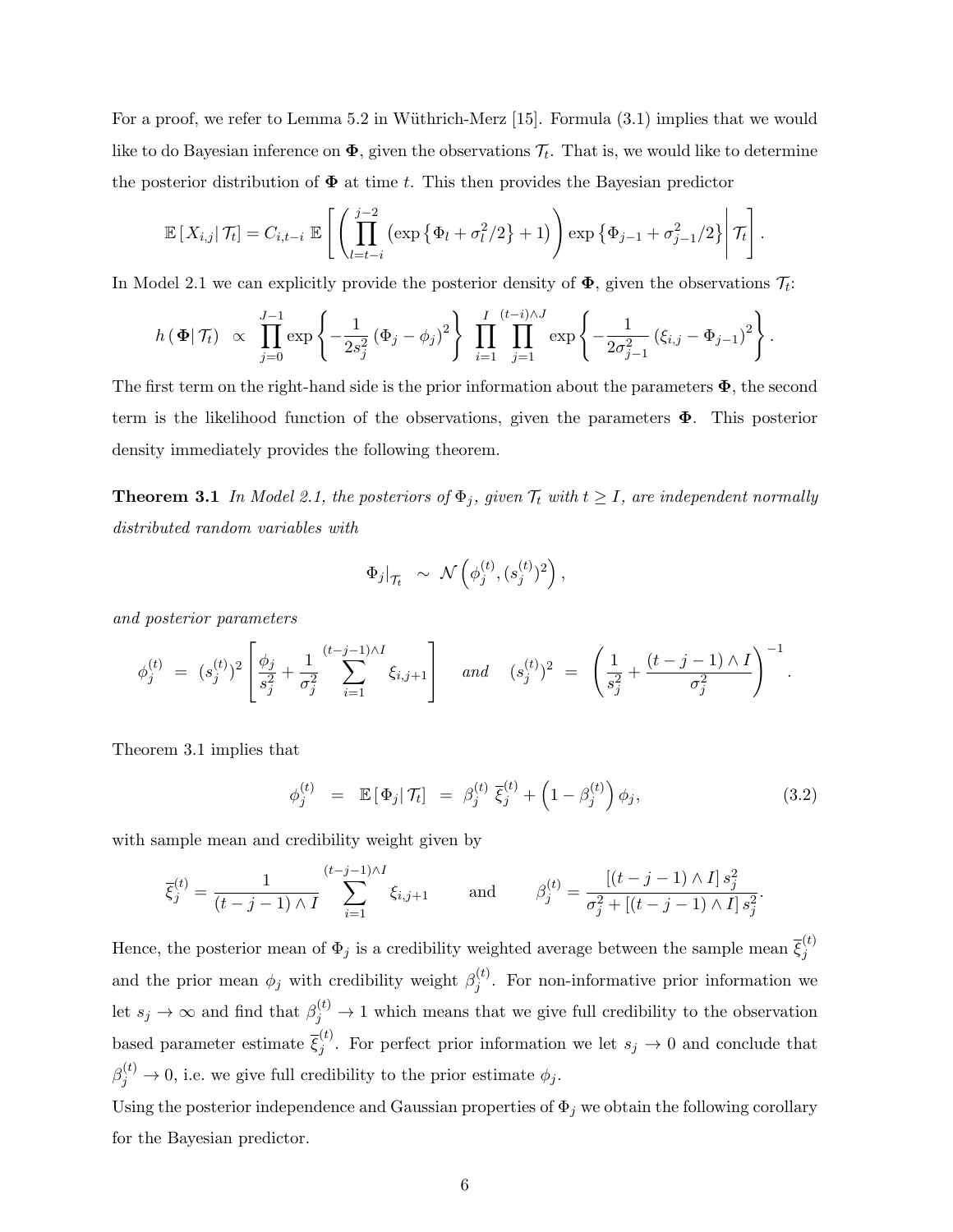For a proof, we refer to Lemma 5.2 in Wüthrich-Merz [15]. Formula (3.1) implies that we would like to do Bayesian inference on $\boldsymbol{\Phi}$, given the observations $\mathcal{T}_t$. That is, we would like to determine the posterior distribution of $\boldsymbol{\Phi}$ at time $t$. This then provides the Bayesian predictor

$$\mathbb{E}\left[ X_{i,j} \middle| \mathcal{T}_t \right] = C_{i,t-i} \; \mathbb{E}\left[ \left( \prod_{l=t-i}^{j-2} \left( \exp\left\{ \Phi_l + \sigma_l^2/2 \right\} + 1 \right) \right) \exp\left\{ \Phi_{j-1} + \sigma_{j-1}^2/2 \right\} \middle| \mathcal{T}_t \right].$$

In Model 2.1 we can explicitly provide the posterior density of $\boldsymbol{\Phi}$, given the observations $\mathcal{T}_t$:

$$h\left( \boldsymbol{\Phi} \middle| \mathcal{T}_t \right) \;\propto\; \prod_{j=0}^{J-1} \exp\left\{ -\frac{1}{2 s_j^2} \left( \Phi_j - \phi_j \right)^2 \right\} \prod_{i=1}^{I} \prod_{j=1}^{(t-i)\wedge J} \exp\left\{ -\frac{1}{2 \sigma_{j-1}^2} \left( \xi_{i,j} - \Phi_{j-1} \right)^2 \right\}.$$

The first term on the right-hand side is the prior information about the parameters $\boldsymbol{\Phi}$, the second term is the likelihood function of the observations, given the parameters $\boldsymbol{\Phi}$. This posterior density immediately provides the following theorem.

**Theorem 3.1** *In Model 2.1, the posteriors of $\Phi_j$, given $\mathcal{T}_t$ with $t \geq I$, are independent normally distributed random variables with*

$$\Phi_j|_{\mathcal{T}_t} \;\sim\; \mathcal{N}\left( \phi_j^{(t)}, (s_j^{(t)})^2 \right),$$

*and posterior parameters*

$$\phi_j^{(t)} \;=\; (s_j^{(t)})^2 \left[ \frac{\phi_j}{s_j^2} + \frac{1}{\sigma_j^2} \sum_{i=1}^{(t-j-1)\wedge I} \xi_{i,j+1} \right] \quad \text{and} \quad (s_j^{(t)})^2 \;=\; \left( \frac{1}{s_j^2} + \frac{(t-j-1)\wedge I}{\sigma_j^2} \right)^{-1}.$$

Theorem 3.1 implies that

$$\phi_j^{(t)} \;=\; \mathbb{E}\left[ \Phi_j \middle| \mathcal{T}_t \right] \;=\; \beta_j^{(t)} \; \overline{\xi}_j^{(t)} + \left( 1 - \beta_j^{(t)} \right) \phi_j, \tag{3.2}$$

with sample mean and credibility weight given by

$$\overline{\xi}_j^{(t)} = \frac{1}{(t-j-1)\wedge I} \sum_{i=1}^{(t-j-1)\wedge I} \xi_{i,j+1} \qquad \text{and} \qquad \beta_j^{(t)} = \frac{\left[ (t-j-1)\wedge I \right] s_j^2}{\sigma_j^2 + \left[ (t-j-1)\wedge I \right] s_j^2}.$$

Hence, the posterior mean of $\Phi_j$ is a credibility weighted average between the sample mean $\overline{\xi}_j^{(t)}$ and the prior mean $\phi_j$ with credibility weight $\beta_j^{(t)}$. For non-informative prior information we let $s_j \to \infty$ and find that $\beta_j^{(t)} \to 1$ which means that we give full credibility to the observation based parameter estimate $\overline{\xi}_j^{(t)}$. For perfect prior information we let $s_j \to 0$ and conclude that $\beta_j^{(t)} \to 0$, i.e. we give full credibility to the prior estimate $\phi_j$.

Using the posterior independence and Gaussian properties of $\Phi_j$ we obtain the following corollary for the Bayesian predictor.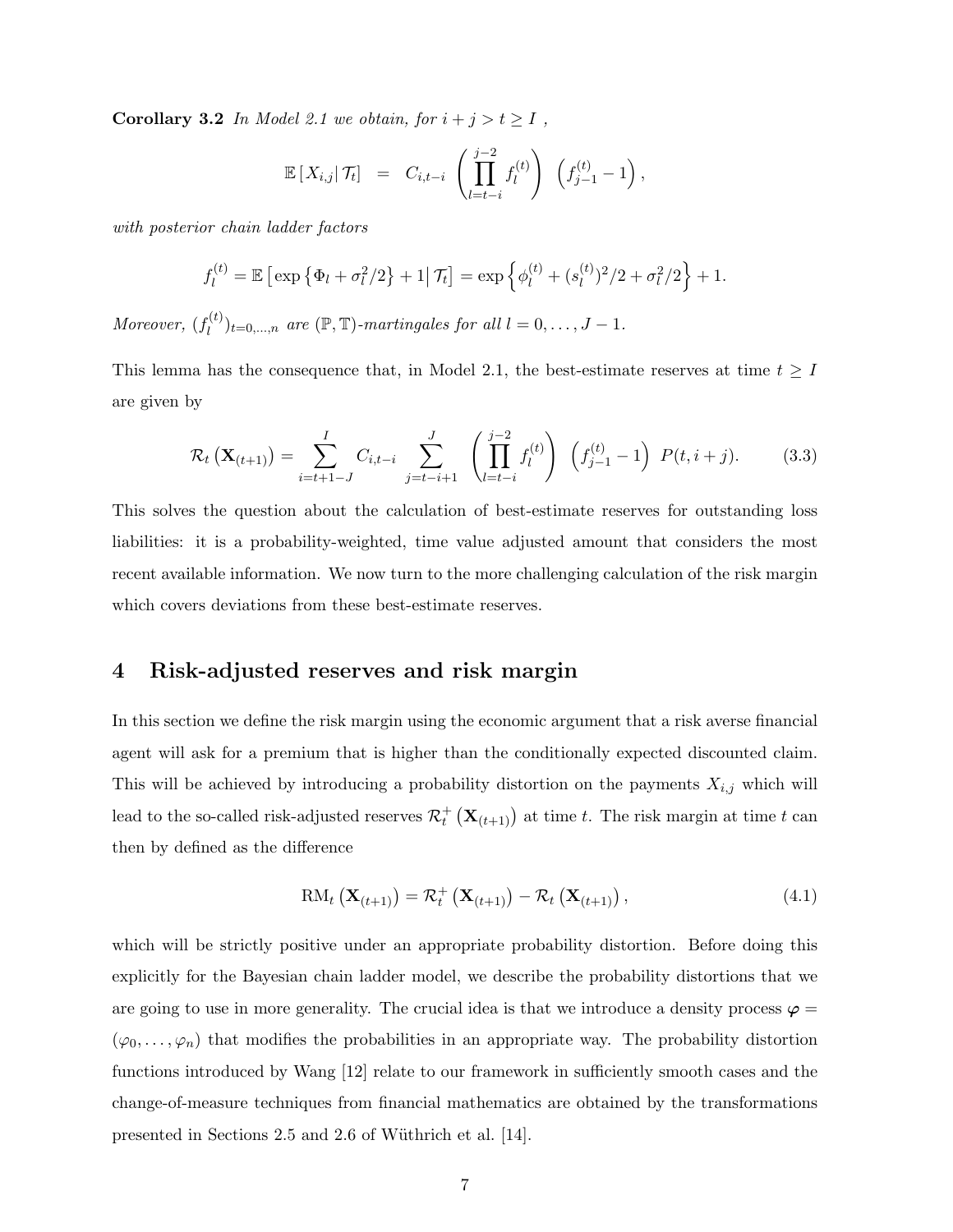**Corollary 3.2** *In Model 2.1 we obtain, for $i + j > t \geq I$ ,*

$$\mathbb{E}\left[X_{i,j}\middle|\mathcal{T}_t\right] \;=\; C_{i,t-i}\left(\prod_{l=t-i}^{j-2} f_l^{(t)}\right)\;\left(f_{j-1}^{(t)}-1\right),$$

*with posterior chain ladder factors*

$$f_l^{(t)} = \mathbb{E}\left[\exp\left\{\Phi_l + \sigma_l^2/2\right\}+1\middle|\,\mathcal{T}_t\right] = \exp\left\{\phi_l^{(t)} + (s_l^{(t)})^2/2 + \sigma_l^2/2\right\}+1.$$

*Moreover, $(f_l^{(t)})_{t=0,\dots,n}$ are $(\mathbb{P},\mathbb{T})$-martingales for all $l = 0,\dots,J-1$.*

This lemma has the consequence that, in Model 2.1, the best-estimate reserves at time $t \geq I$ are given by

$$\mathcal{R}_t\left(\mathbf{X}_{(t+1)}\right) = \sum_{i=t+1-J}^{I} C_{i,t-i}\sum_{j=t-i+1}^{J}\left(\prod_{l=t-i}^{j-2} f_l^{(t)}\right)\;\left(f_{j-1}^{(t)}-1\right)\;P(t,i+j). \tag{3.3}$$

This solves the question about the calculation of best-estimate reserves for outstanding loss liabilities: it is a probability-weighted, time value adjusted amount that considers the most recent available information. We now turn to the more challenging calculation of the risk margin which covers deviations from these best-estimate reserves.

# 4 Risk-adjusted reserves and risk margin

In this section we define the risk margin using the economic argument that a risk averse financial agent will ask for a premium that is higher than the conditionally expected discounted claim. This will be achieved by introducing a probability distortion on the payments $X_{i,j}$ which will lead to the so-called risk-adjusted reserves $\mathcal{R}_t^+\left(\mathbf{X}_{(t+1)}\right)$ at time $t$. The risk margin at time $t$ can then by defined as the difference

$$\mathrm{RM}_t\left(\mathbf{X}_{(t+1)}\right) = \mathcal{R}_t^+\left(\mathbf{X}_{(t+1)}\right) - \mathcal{R}_t\left(\mathbf{X}_{(t+1)}\right), \tag{4.1}$$

which will be strictly positive under an appropriate probability distortion. Before doing this explicitly for the Bayesian chain ladder model, we describe the probability distortions that we are going to use in more generality. The crucial idea is that we introduce a density process $\boldsymbol{\varphi} = (\varphi_0,\dots,\varphi_n)$ that modifies the probabilities in an appropriate way. The probability distortion functions introduced by Wang [12] relate to our framework in sufficiently smooth cases and the change-of-measure techniques from financial mathematics are obtained by the transformations presented in Sections 2.5 and 2.6 of Wüthrich et al. [14].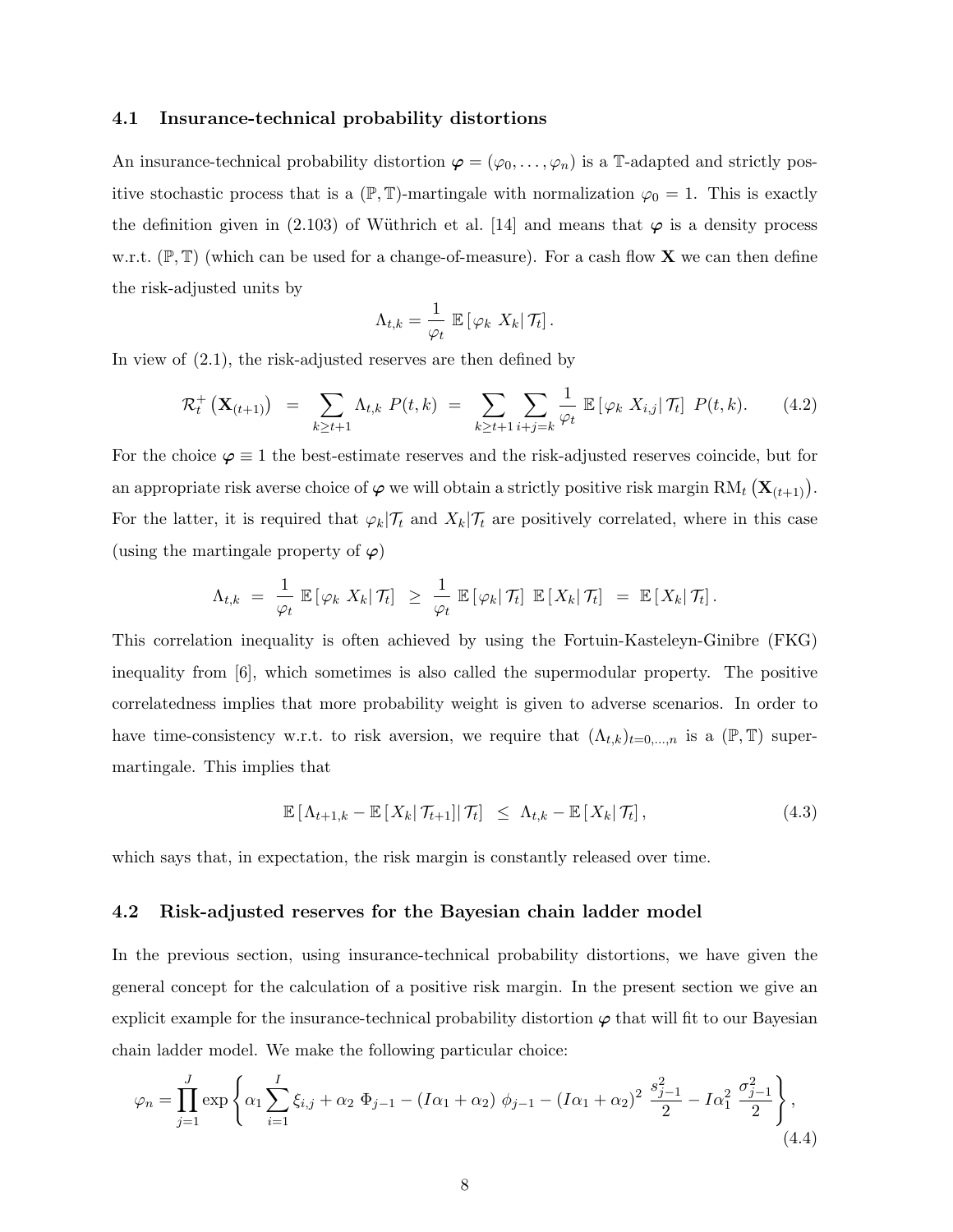### 4.1 Insurance-technical probability distortions

An insurance-technical probability distortion $\boldsymbol{\varphi} = (\varphi_0, \ldots, \varphi_n)$ is a $\mathbb{T}$-adapted and strictly positive stochastic process that is a $(\mathbb{P}, \mathbb{T})$-martingale with normalization $\varphi_0 = 1$. This is exactly the definition given in (2.103) of Wüthrich et al. [14] and means that $\boldsymbol{\varphi}$ is a density process w.r.t. $(\mathbb{P}, \mathbb{T})$ (which can be used for a change-of-measure). For a cash flow $\mathbf{X}$ we can then define the risk-adjusted units by

$$\Lambda_{t,k} = \frac{1}{\varphi_t} \, \mathbb{E}\left[\varphi_k \; X_k \middle| \mathcal{T}_t\right].$$

In view of (2.1), the risk-adjusted reserves are then defined by

$$\mathcal{R}_t^+ \left(\mathbf{X}_{(t+1)}\right) \;=\; \sum_{k \geq t+1} \Lambda_{t,k} \; P(t,k) \;=\; \sum_{k \geq t+1} \sum_{i+j=k} \frac{1}{\varphi_t} \, \mathbb{E}\left[\varphi_k \; X_{i,j} \middle| \mathcal{T}_t\right] \; P(t,k). \tag{4.2}$$

For the choice $\boldsymbol{\varphi} \equiv 1$ the best-estimate reserves and the risk-adjusted reserves coincide, but for an appropriate risk averse choice of $\boldsymbol{\varphi}$ we will obtain a strictly positive risk margin $\mathrm{RM}_t\left(\mathbf{X}_{(t+1)}\right)$. For the latter, it is required that $\varphi_k|\mathcal{T}_t$ and $X_k|\mathcal{T}_t$ are positively correlated, where in this case (using the martingale property of $\boldsymbol{\varphi}$)

$$\Lambda_{t,k} \;=\; \frac{1}{\varphi_t} \, \mathbb{E}\left[\varphi_k \; X_k \middle| \mathcal{T}_t\right] \;\geq\; \frac{1}{\varphi_t} \, \mathbb{E}\left[\varphi_k \middle| \mathcal{T}_t\right] \; \mathbb{E}\left[X_k \middle| \mathcal{T}_t\right] \;=\; \mathbb{E}\left[X_k \middle| \mathcal{T}_t\right].$$

This correlation inequality is often achieved by using the Fortuin-Kasteleyn-Ginibre (FKG) inequality from [6], which sometimes is also called the supermodular property. The positive correlatedness implies that more probability weight is given to adverse scenarios. In order to have time-consistency w.r.t. to risk aversion, we require that $(\Lambda_{t,k})_{t=0,\ldots,n}$ is a $(\mathbb{P}, \mathbb{T})$ supermartingale. This implies that

$$\mathbb{E}\left[\Lambda_{t+1,k} - \mathbb{E}\left[X_k \middle| \mathcal{T}_{t+1}\right] \middle| \mathcal{T}_t\right] \;\leq\; \Lambda_{t,k} - \mathbb{E}\left[X_k \middle| \mathcal{T}_t\right], \tag{4.3}$$

which says that, in expectation, the risk margin is constantly released over time.

### 4.2 Risk-adjusted reserves for the Bayesian chain ladder model

In the previous section, using insurance-technical probability distortions, we have given the general concept for the calculation of a positive risk margin. In the present section we give an explicit example for the insurance-technical probability distortion $\boldsymbol{\varphi}$ that will fit to our Bayesian chain ladder model. We make the following particular choice:

$$\varphi_n = \prod_{j=1}^{J} \exp\left\{ \alpha_1 \sum_{i=1}^{I} \xi_{i,j} + \alpha_2 \; \Phi_{j-1} - (I\alpha_1 + \alpha_2) \; \phi_{j-1} - (I\alpha_1 + \alpha_2)^2 \; \frac{s_{j-1}^2}{2} - I\alpha_1^2 \; \frac{\sigma_{j-1}^2}{2} \right\}, \tag{4.4}$$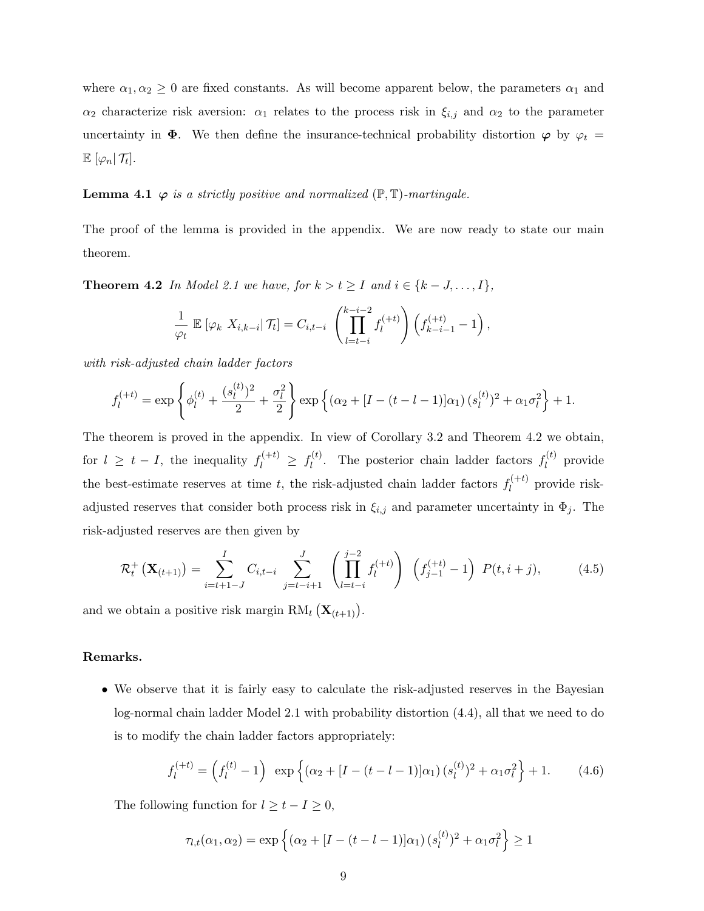where $\alpha_1, \alpha_2 \geq 0$ are fixed constants. As will become apparent below, the parameters $\alpha_1$ and $\alpha_2$ characterize risk aversion: $\alpha_1$ relates to the process risk in $\xi_{i,j}$ and $\alpha_2$ to the parameter uncertainty in $\mathbf{\Phi}$. We then define the insurance-technical probability distortion $\boldsymbol{\varphi}$ by $\varphi_t = \mathbb{E}\left[\varphi_n | \mathcal{T}_t\right]$.

**Lemma 4.1** *$\boldsymbol{\varphi}$ is a strictly positive and normalized $(\mathbb{P}, \mathbb{T})$-martingale.*

The proof of the lemma is provided in the appendix. We are now ready to state our main theorem.

**Theorem 4.2** *In Model 2.1 we have, for $k > t \geq I$ and $i \in \{k - J, \ldots, I\}$,*

$$\frac{1}{\varphi_t} \, \mathbb{E}\left[\varphi_k \, X_{i,k-i} | \mathcal{T}_t\right] = C_{i,t-i} \, \left( \prod_{l=t-i}^{k-i-2} f_l^{(+t)} \right) \left( f_{k-i-1}^{(+t)} - 1 \right),$$

*with risk-adjusted chain ladder factors*

$$f_l^{(+t)} = \exp\left\{ \phi_l^{(t)} + \frac{(s_l^{(t)})^2}{2} + \frac{\sigma_l^2}{2} \right\} \exp\left\{ \left(\alpha_2 + [I - (t - l - 1)]\alpha_1\right) (s_l^{(t)})^2 + \alpha_1 \sigma_l^2 \right\} + 1.$$

The theorem is proved in the appendix. In view of Corollary 3.2 and Theorem 4.2 we obtain, for $l \geq t - I$, the inequality $f_l^{(+t)} \geq f_l^{(t)}$. The posterior chain ladder factors $f_l^{(t)}$ provide the best-estimate reserves at time $t$, the risk-adjusted chain ladder factors $f_l^{(+t)}$ provide risk-adjusted reserves that consider both process risk in $\xi_{i,j}$ and parameter uncertainty in $\Phi_j$. The risk-adjusted reserves are then given by

$$\mathcal{R}_t^+\left(\mathbf{X}_{(t+1)}\right) = \sum_{i=t+1-J}^{I} C_{i,t-i} \sum_{j=t-i+1}^{J} \left( \prod_{l=t-i}^{j-2} f_l^{(+t)} \right) \, \left( f_{j-1}^{(+t)} - 1 \right) \, P(t, i + j), \tag{4.5}$$

and we obtain a positive risk margin $\mathrm{RM}_t\left(\mathbf{X}_{(t+1)}\right)$.

**Remarks.**

- We observe that it is fairly easy to calculate the risk-adjusted reserves in the Bayesian log-normal chain ladder Model 2.1 with probability distortion (4.4), all that we need to do is to modify the chain ladder factors appropriately:

$$f_l^{(+t)} = \left( f_l^{(t)} - 1 \right) \, \exp\left\{ \left(\alpha_2 + [I - (t - l - 1)]\alpha_1\right) (s_l^{(t)})^2 + \alpha_1 \sigma_l^2 \right\} + 1. \tag{4.6}$$

  The following function for $l \geq t - I \geq 0$,

$$\tau_{l,t}(\alpha_1, \alpha_2) = \exp\left\{ \left(\alpha_2 + [I - (t - l - 1)]\alpha_1\right) (s_l^{(t)})^2 + \alpha_1 \sigma_l^2 \right\} \geq 1$$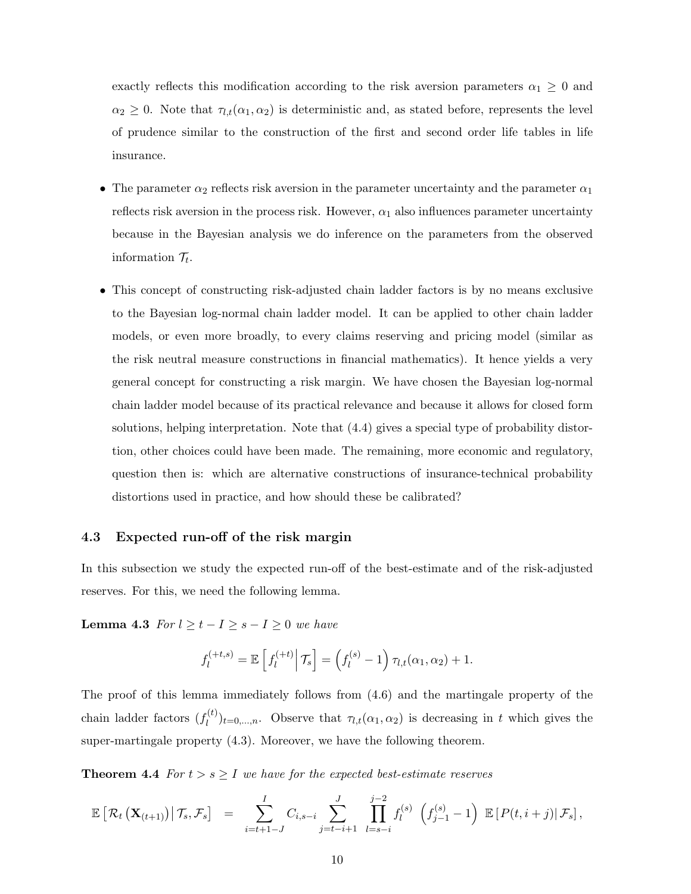exactly reflects this modification according to the risk aversion parameters $\alpha_1 \geq 0$ and $\alpha_2 \geq 0$. Note that $\tau_{l,t}(\alpha_1, \alpha_2)$ is deterministic and, as stated before, represents the level of prudence similar to the construction of the first and second order life tables in life insurance.

- The parameter $\alpha_2$ reflects risk aversion in the parameter uncertainty and the parameter $\alpha_1$ reflects risk aversion in the process risk. However, $\alpha_1$ also influences parameter uncertainty because in the Bayesian analysis we do inference on the parameters from the observed information $\mathcal{T}_t$.
- This concept of constructing risk-adjusted chain ladder factors is by no means exclusive to the Bayesian log-normal chain ladder model. It can be applied to other chain ladder models, or even more broadly, to every claims reserving and pricing model (similar as the risk neutral measure constructions in financial mathematics). It hence yields a very general concept for constructing a risk margin. We have chosen the Bayesian log-normal chain ladder model because of its practical relevance and because it allows for closed form solutions, helping interpretation. Note that (4.4) gives a special type of probability distortion, other choices could have been made. The remaining, more economic and regulatory, question then is: which are alternative constructions of insurance-technical probability distortions used in practice, and how should these be calibrated?

### 4.3 Expected run-off of the risk margin

In this subsection we study the expected run-off of the best-estimate and of the risk-adjusted reserves. For this, we need the following lemma.

**Lemma 4.3** *For $l \geq t - I \geq s - I \geq 0$ we have*

$$f_l^{(+t,s)} = \mathbb{E}\left[ f_l^{(+t)} \middle| \mathcal{T}_s \right] = \left( f_l^{(s)} - 1 \right) \tau_{l,t}(\alpha_1, \alpha_2) + 1.$$

The proof of this lemma immediately follows from (4.6) and the martingale property of the chain ladder factors $(f_l^{(t)})_{t=0,\ldots,n}$. Observe that $\tau_{l,t}(\alpha_1, \alpha_2)$ is decreasing in $t$ which gives the super-martingale property (4.3). Moreover, we have the following theorem.

**Theorem 4.4** *For $t > s \geq I$ we have for the expected best-estimate reserves*

$$\mathbb{E}\left[ \mathcal{R}_t\left(\mathbf{X}_{(t+1)}\right) \middle| \mathcal{T}_s, \mathcal{F}_s \right] = \sum_{i=t+1-J}^{I} C_{i,s-i} \sum_{j=t-i+1}^{J} \prod_{l=s-i}^{j-2} f_l^{(s)} \left( f_{j-1}^{(s)} - 1 \right) \mathbb{E}\left[ P(t, i+j) \middle| \mathcal{F}_s \right],$$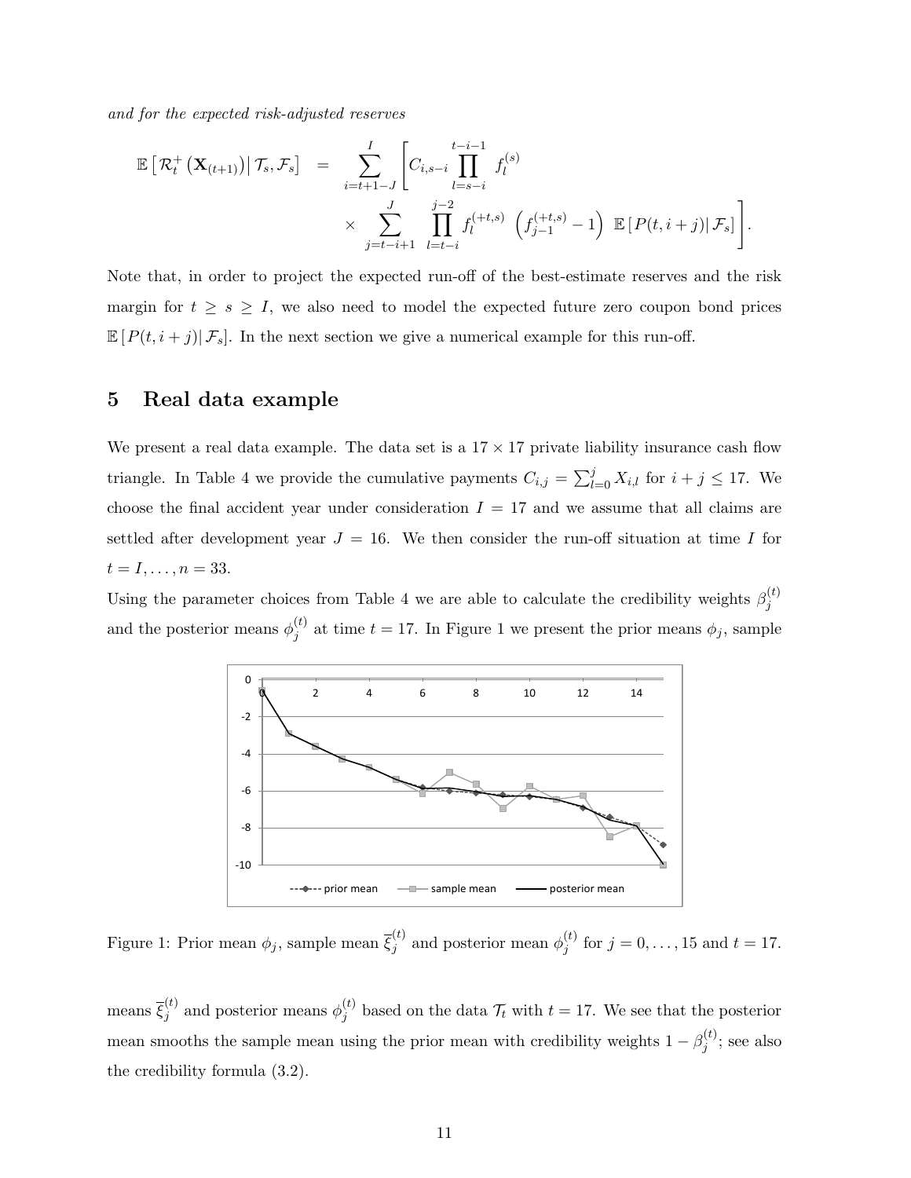*and for the expected risk-adjusted reserves*

$$
\begin{aligned}
\mathbb{E}\left[\mathcal{R}_t^+\left(\mathbf{X}_{(t+1)}\right)\middle|\,\mathcal{T}_s,\mathcal{F}_s\right] \quad = \quad & \sum_{i=t+1-J}^{I}\left[C_{i,s-i}\prod_{l=s-i}^{t-i-1} f_l^{(s)} \right. \\
& \left. \times \sum_{j=t-i+1}^{J}\prod_{l=t-i}^{j-2} f_l^{(+t,s)}\left(f_{j-1}^{(+t,s)}-1\right)\ \mathbb{E}\left[P(t,i+j)\middle|\,\mathcal{F}_s\right]\right].
\end{aligned}
$$

Note that, in order to project the expected run-off of the best-estimate reserves and the risk margin for $t \geq s \geq I$, we also need to model the expected future zero coupon bond prices $\mathbb{E}\left[P(t,i+j)\middle|\,\mathcal{F}_s\right]$. In the next section we give a numerical example for this run-off.

# 5 Real data example

We present a real data example. The data set is a $17 \times 17$ private liability insurance cash flow triangle. In Table 4 we provide the cumulative payments $C_{i,j} = \sum_{l=0}^{j} X_{i,l}$ for $i + j \leq 17$. We choose the final accident year under consideration $I = 17$ and we assume that all claims are settled after development year $J = 16$. We then consider the run-off situation at time $I$ for $t = I, \ldots, n = 33$.

Using the parameter choices from Table 4 we are able to calculate the credibility weights $\beta_j^{(t)}$ and the posterior means $\phi_j^{(t)}$ at time $t = 17$. In Figure 1 we present the prior means $\phi_j$, sample means $\overline{\xi}_j^{(t)}$ and posterior means $\phi_j^{(t)}$ based on the data $\mathcal{T}_t$ with $t = 17$. We see that the posterior mean smooths the sample mean using the prior mean with credibility weights $1 - \beta_j^{(t)}$; see also the credibility formula (3.2).

Figure 1: Prior mean $\phi_j$, sample mean $\overline{\xi}_j^{(t)}$ and posterior mean $\phi_j^{(t)}$ for $j = 0, \ldots, 15$ and $t = 17$.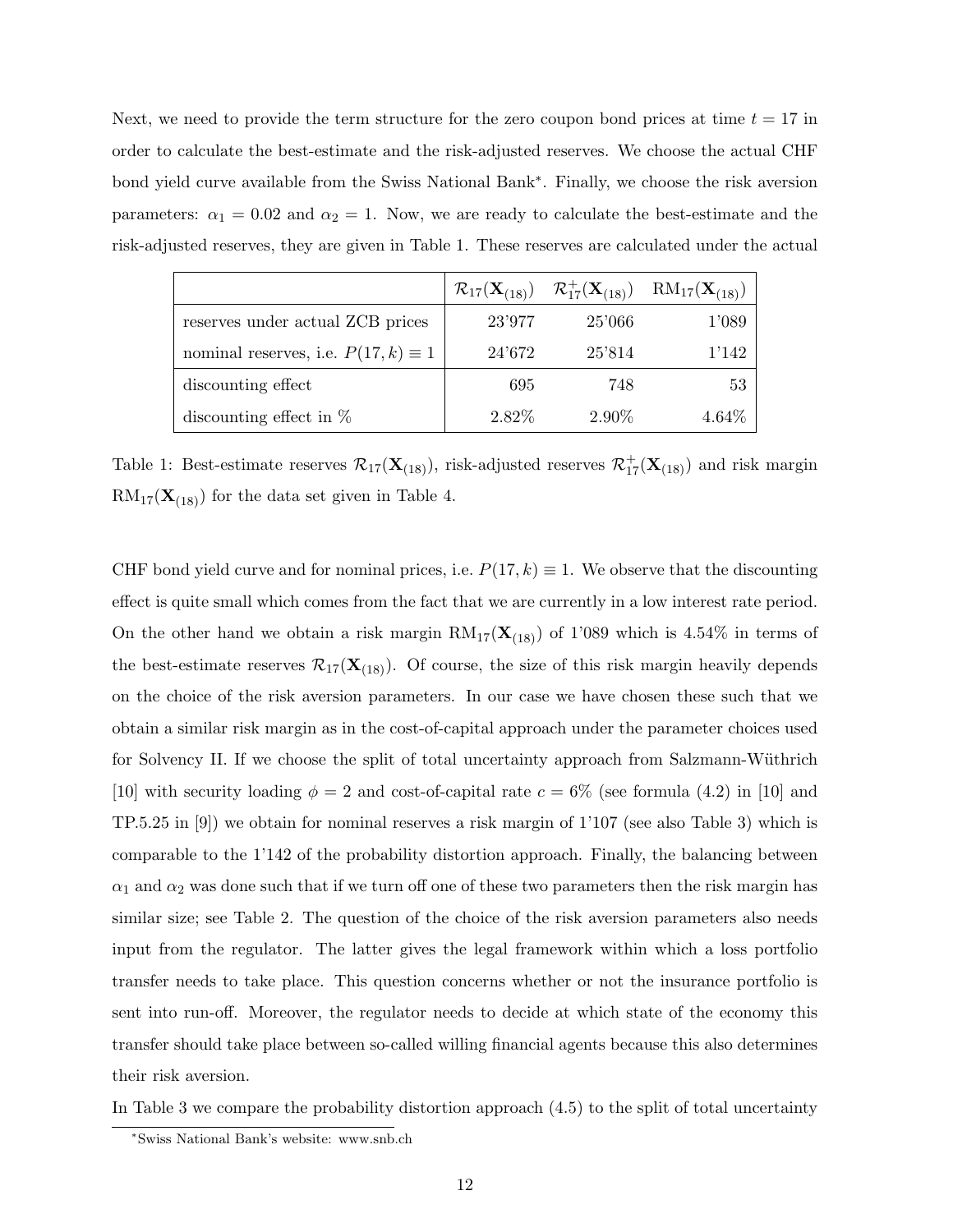Next, we need to provide the term structure for the zero coupon bond prices at time $t = 17$ in order to calculate the best-estimate and the risk-adjusted reserves. We choose the actual CHF bond yield curve available from the Swiss National Bank*. Finally, we choose the risk aversion parameters: $\alpha_1 = 0.02$ and $\alpha_2 = 1$. Now, we are ready to calculate the best-estimate and the risk-adjusted reserves, they are given in Table 1. These reserves are calculated under the actual CHF bond yield curve and for nominal prices, i.e. $P(17, k) \equiv 1$. We observe that the discounting effect is quite small which comes from the fact that we are currently in a low interest rate period. On the other hand we obtain a risk margin $\mathrm{RM}_{17}(\mathbf{X}_{(18)})$ of 1'089 which is 4.54% in terms of the best-estimate reserves $\mathcal{R}_{17}(\mathbf{X}_{(18)})$. Of course, the size of this risk margin heavily depends on the choice of the risk aversion parameters. In our case we have chosen these such that we obtain a similar risk margin as in the cost-of-capital approach under the parameter choices used for Solvency II. If we choose the split of total uncertainty approach from Salzmann-Wüthrich [10] with security loading $\phi = 2$ and cost-of-capital rate $c = 6\%$ (see formula (4.2) in [10] and TP.5.25 in [9]) we obtain for nominal reserves a risk margin of 1'107 (see also Table 3) which is comparable to the 1'142 of the probability distortion approach. Finally, the balancing between $\alpha_1$ and $\alpha_2$ was done such that if we turn off one of these two parameters then the risk margin has similar size; see Table 2. The question of the choice of the risk aversion parameters also needs input from the regulator. The latter gives the legal framework within which a loss portfolio transfer needs to take place. This question concerns whether or not the insurance portfolio is sent into run-off. Moreover, the regulator needs to decide at which state of the economy this transfer should take place between so-called willing financial agents because this also determines their risk aversion.

|  | $\mathcal{R}_{17}(\mathbf{X}_{(18)})$ | $\mathcal{R}^+_{17}(\mathbf{X}_{(18)})$ | $\mathrm{RM}_{17}(\mathbf{X}_{(18)})$ |
|---|---|---|---|
| reserves under actual ZCB prices | 23'977 | 25'066 | 1'089 |
| nominal reserves, i.e. $P(17, k) \equiv 1$ | 24'672 | 25'814 | 1'142 |
| discounting effect | 695 | 748 | 53 |
| discounting effect in % | 2.82% | 2.90% | 4.64% |

Table 1: Best-estimate reserves $\mathcal{R}_{17}(\mathbf{X}_{(18)})$, risk-adjusted reserves $\mathcal{R}^+_{17}(\mathbf{X}_{(18)})$ and risk margin $\mathrm{RM}_{17}(\mathbf{X}_{(18)})$ for the data set given in Table 4.

In Table 3 we compare the probability distortion approach (4.5) to the split of total uncertainty

*Swiss National Bank's website: www.snb.ch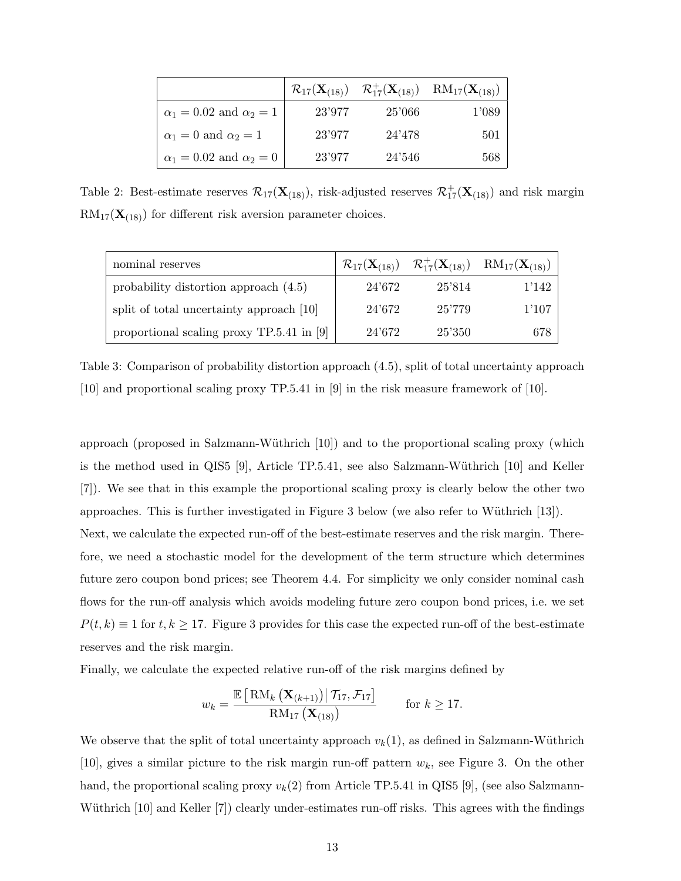|  | $\mathcal{R}_{17}(\mathbf{X}_{(18)})$ | $\mathcal{R}^+_{17}(\mathbf{X}_{(18)})$ | $\mathrm{RM}_{17}(\mathbf{X}_{(18)})$ |
|---|---|---|---|
| $\alpha_1 = 0.02$ and $\alpha_2 = 1$ | 23'977 | 25'066 | 1'089 |
| $\alpha_1 = 0$ and $\alpha_2 = 1$ | 23'977 | 24'478 | 501 |
| $\alpha_1 = 0.02$ and $\alpha_2 = 0$ | 23'977 | 24'546 | 568 |

Table 2: Best-estimate reserves $\mathcal{R}_{17}(\mathbf{X}_{(18)})$, risk-adjusted reserves $\mathcal{R}^+_{17}(\mathbf{X}_{(18)})$ and risk margin $\mathrm{RM}_{17}(\mathbf{X}_{(18)})$ for different risk aversion parameter choices.

| nominal reserves | $\mathcal{R}_{17}(\mathbf{X}_{(18)})$ | $\mathcal{R}^+_{17}(\mathbf{X}_{(18)})$ | $\mathrm{RM}_{17}(\mathbf{X}_{(18)})$ |
|---|---|---|---|
| probability distortion approach (4.5) | 24'672 | 25'814 | 1'142 |
| split of total uncertainty approach [10] | 24'672 | 25'779 | 1'107 |
| proportional scaling proxy TP.5.41 in [9] | 24'672 | 25'350 | 678 |

Table 3: Comparison of probability distortion approach (4.5), split of total uncertainty approach [10] and proportional scaling proxy TP.5.41 in [9] in the risk measure framework of [10].

approach (proposed in Salzmann-Wüthrich [10]) and to the proportional scaling proxy (which is the method used in QIS5 [9], Article TP.5.41, see also Salzmann-Wüthrich [10] and Keller [7]). We see that in this example the proportional scaling proxy is clearly below the other two approaches. This is further investigated in Figure 3 below (we also refer to Wüthrich [13]).
Next, we calculate the expected run-off of the best-estimate reserves and the risk margin. Therefore, we need a stochastic model for the development of the term structure which determines future zero coupon bond prices; see Theorem 4.4. For simplicity we only consider nominal cash flows for the run-off analysis which avoids modeling future zero coupon bond prices, i.e. we set $P(t,k) \equiv 1$ for $t, k \geq 17$. Figure 3 provides for this case the expected run-off of the best-estimate reserves and the risk margin.
Finally, we calculate the expected relative run-off of the risk margins defined by

$$w_k = \frac{\mathbb{E}\left[\mathrm{RM}_k\left(\mathbf{X}_{(k+1)}\right)\middle|\,\mathcal{T}_{17}, \mathcal{F}_{17}\right]}{\mathrm{RM}_{17}\left(\mathbf{X}_{(18)}\right)} \qquad \text{for } k \geq 17.$$

We observe that the split of total uncertainty approach $v_k(1)$, as defined in Salzmann-Wüthrich [10], gives a similar picture to the risk margin run-off pattern $w_k$, see Figure 3. On the other hand, the proportional scaling proxy $v_k(2)$ from Article TP.5.41 in QIS5 [9], (see also Salzmann-Wüthrich [10] and Keller [7]) clearly under-estimates run-off risks. This agrees with the findings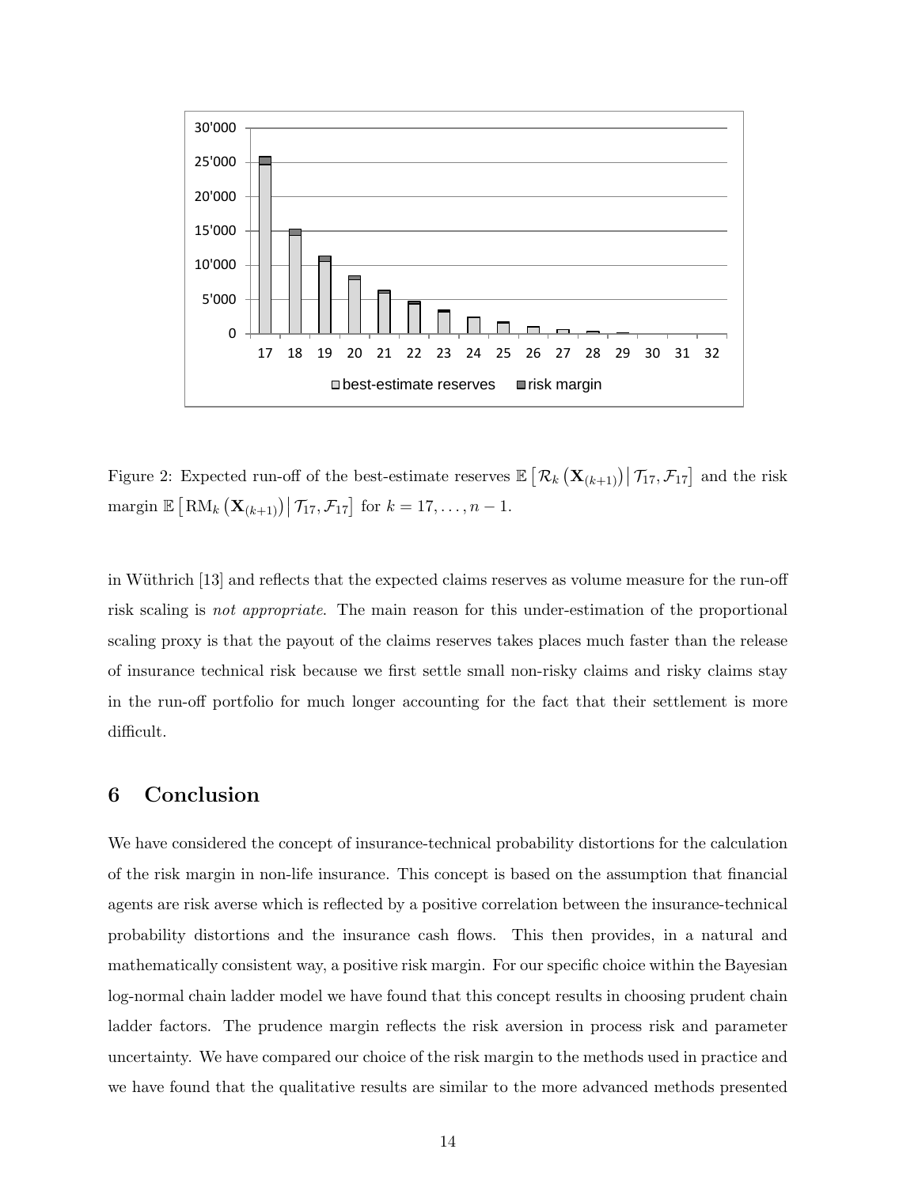Figure 2: Expected run-off of the best-estimate reserves $\mathbb{E}\left[\mathcal{R}_k\left(\mathbf{X}_{(k+1)}\right)\middle|\mathcal{T}_{17},\mathcal{F}_{17}\right]$ and the risk margin $\mathbb{E}\left[\mathrm{RM}_k\left(\mathbf{X}_{(k+1)}\right)\middle|\mathcal{T}_{17},\mathcal{F}_{17}\right]$ for $k = 17,\ldots,n-1$.

in Wüthrich [13] and reflects that the expected claims reserves as volume measure for the run-off risk scaling is *not appropriate*. The main reason for this under-estimation of the proportional scaling proxy is that the payout of the claims reserves takes places much faster than the release of insurance technical risk because we first settle small non-risky claims and risky claims stay in the run-off portfolio for much longer accounting for the fact that their settlement is more difficult.

## 6 Conclusion

We have considered the concept of insurance-technical probability distortions for the calculation of the risk margin in non-life insurance. This concept is based on the assumption that financial agents are risk averse which is reflected by a positive correlation between the insurance-technical probability distortions and the insurance cash flows. This then provides, in a natural and mathematically consistent way, a positive risk margin. For our specific choice within the Bayesian log-normal chain ladder model we have found that this concept results in choosing prudent chain ladder factors. The prudence margin reflects the risk aversion in process risk and parameter uncertainty. We have compared our choice of the risk margin to the methods used in practice and we have found that the qualitative results are similar to the more advanced methods presented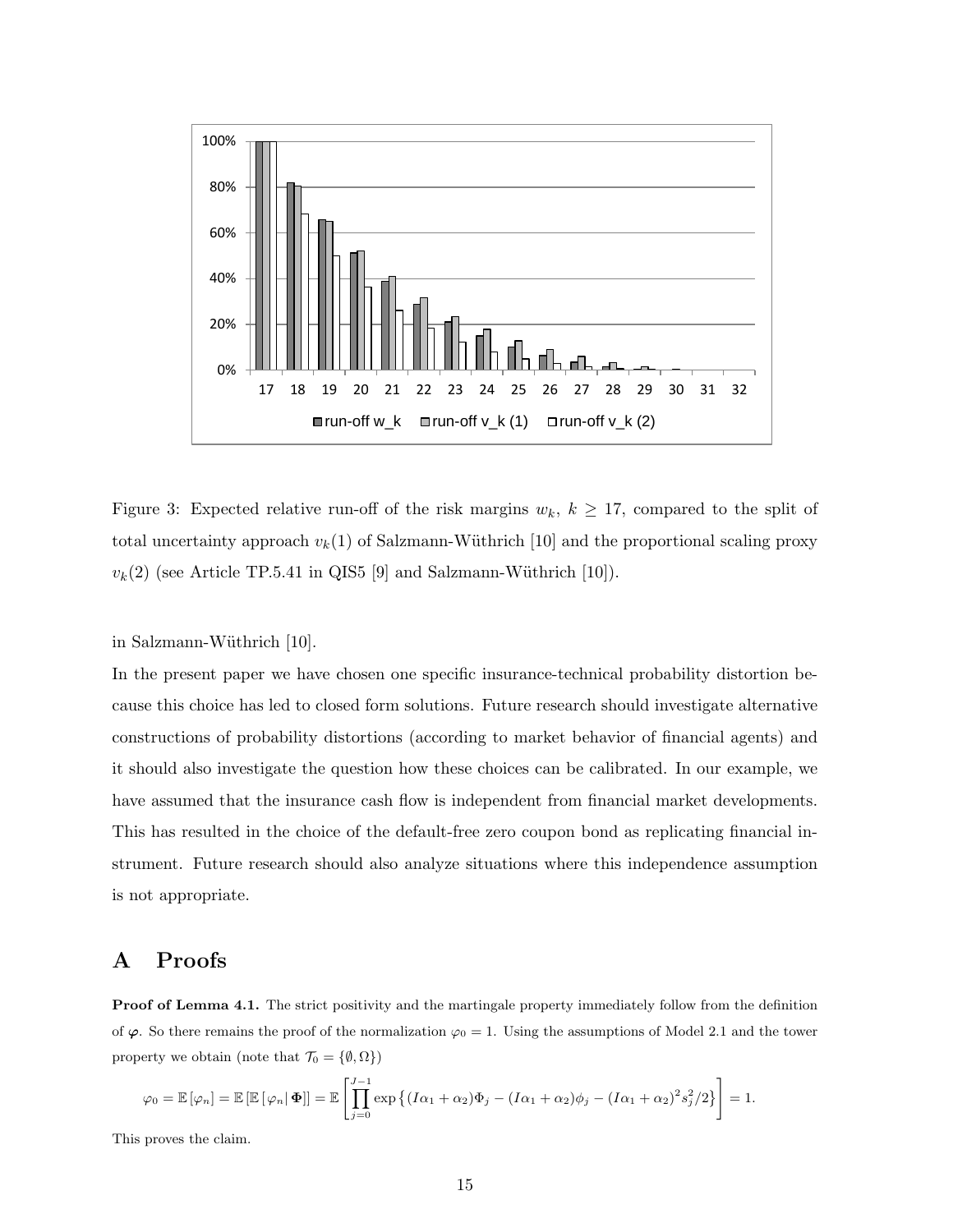Figure 3: Expected relative run-off of the risk margins $w_k$, $k \geq 17$, compared to the split of total uncertainty approach $v_k(1)$ of Salzmann-Wüthrich [10] and the proportional scaling proxy $v_k(2)$ (see Article TP.5.41 in QIS5 [9] and Salzmann-Wüthrich [10]).

in Salzmann-Wüthrich [10].

In the present paper we have chosen one specific insurance-technical probability distortion because this choice has led to closed form solutions. Future research should investigate alternative constructions of probability distortions (according to market behavior of financial agents) and it should also investigate the question how these choices can be calibrated. In our example, we have assumed that the insurance cash flow is independent from financial market developments. This has resulted in the choice of the default-free zero coupon bond as replicating financial instrument. Future research should also analyze situations where this independence assumption is not appropriate.

# A Proofs

**Proof of Lemma 4.1.** The strict positivity and the martingale property immediately follow from the definition of $\boldsymbol{\varphi}$. So there remains the proof of the normalization $\varphi_0 = 1$. Using the assumptions of Model 2.1 and the tower property we obtain (note that $\mathcal{T}_0 = \{\emptyset, \Omega\}$)

$$\varphi_0 = \mathbb{E}\left[\varphi_n\right] = \mathbb{E}\left[\mathbb{E}\left[\varphi_n \middle| \boldsymbol{\Phi}\right]\right] = \mathbb{E}\left[\prod_{j=0}^{J-1} \exp\left\{(I\alpha_1 + \alpha_2)\Phi_j - (I\alpha_1 + \alpha_2)\phi_j - (I\alpha_1 + \alpha_2)^2 s_j^2/2\right\}\right] = 1.$$

This proves the claim.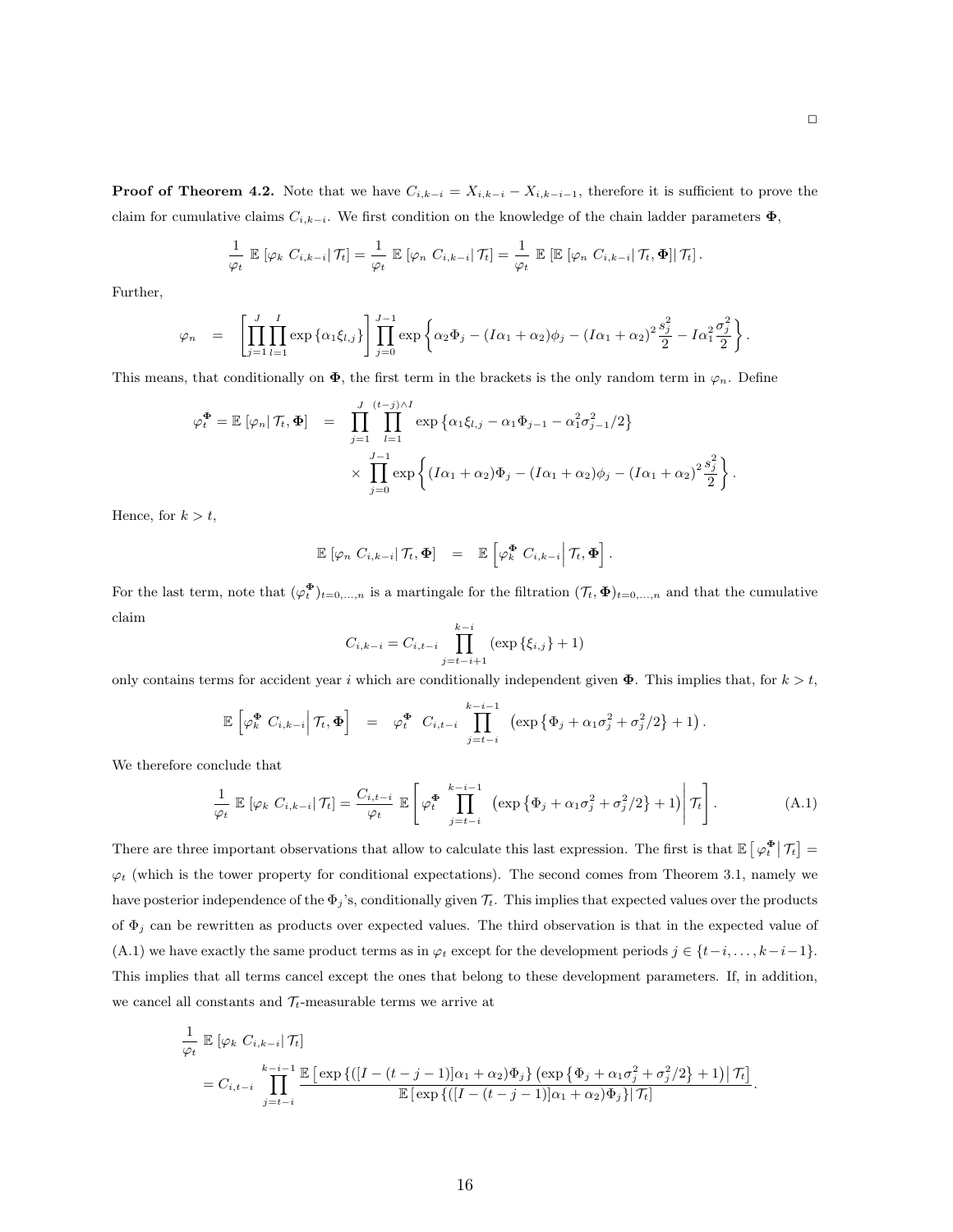□

**Proof of Theorem 4.2.** Note that we have $C_{i,k-i} = X_{i,k-i} - X_{i,k-i-1}$, therefore it is sufficient to prove the claim for cumulative claims $C_{i,k-i}$. We first condition on the knowledge of the chain ladder parameters $\mathbf{\Phi}$,

$$\frac{1}{\varphi_t} \mathbb{E}\left[\varphi_k \; C_{i,k-i}\middle| \mathcal{T}_t\right] = \frac{1}{\varphi_t} \mathbb{E}\left[\varphi_n \; C_{i,k-i}\middle| \mathcal{T}_t\right] = \frac{1}{\varphi_t} \mathbb{E}\left[\mathbb{E}\left[\varphi_n \; C_{i,k-i}\middle| \mathcal{T}_t, \mathbf{\Phi}\right]\middle| \mathcal{T}_t\right].$$

Further,

$$\varphi_n \quad = \quad \left[\prod_{j=1}^{J}\prod_{l=1}^{I} \exp\left\{\alpha_1 \xi_{l,j}\right\}\right] \prod_{j=0}^{J-1} \exp\left\{\alpha_2 \Phi_j - (I\alpha_1 + \alpha_2)\phi_j - (I\alpha_1 + \alpha_2)^2 \frac{s_j^2}{2} - I\alpha_1^2 \frac{\sigma_j^2}{2}\right\}.$$

This means, that conditionally on $\mathbf{\Phi}$, the first term in the brackets is the only random term in $\varphi_n$. Define

$$\begin{aligned}
\varphi_t^{\mathbf{\Phi}} = \mathbb{E}\left[\varphi_n\middle| \mathcal{T}_t, \mathbf{\Phi}\right] \quad &= \quad \prod_{j=1}^{J} \prod_{l=1}^{(t-j)\wedge I} \exp\left\{\alpha_1 \xi_{l,j} - \alpha_1 \Phi_{j-1} - \alpha_1^2 \sigma_{j-1}^2/2\right\} \\
&\quad \times \prod_{j=0}^{J-1} \exp\left\{(I\alpha_1 + \alpha_2)\Phi_j - (I\alpha_1 + \alpha_2)\phi_j - (I\alpha_1 + \alpha_2)^2 \frac{s_j^2}{2}\right\}.
\end{aligned}$$

Hence, for $k > t$,

$$\mathbb{E}\left[\varphi_n \; C_{i,k-i}\middle| \mathcal{T}_t, \mathbf{\Phi}\right] \quad = \quad \mathbb{E}\left[\varphi_k^{\mathbf{\Phi}} \; C_{i,k-i}\middle| \mathcal{T}_t, \mathbf{\Phi}\right].$$

For the last term, note that $(\varphi_t^{\mathbf{\Phi}})_{t=0,\dots,n}$ is a martingale for the filtration $(\mathcal{T}_t, \mathbf{\Phi})_{t=0,\dots,n}$ and that the cumulative claim

$$C_{i,k-i} = C_{i,t-i} \prod_{j=t-i+1}^{k-i} \left(\exp\left\{\xi_{i,j}\right\} + 1\right)$$

only contains terms for accident year $i$ which are conditionally independent given $\mathbf{\Phi}$. This implies that, for $k > t$,

$$\mathbb{E}\left[\varphi_k^{\mathbf{\Phi}} \; C_{i,k-i}\middle| \mathcal{T}_t, \mathbf{\Phi}\right] \quad = \quad \varphi_t^{\mathbf{\Phi}} \;\; C_{i,t-i} \prod_{j=t-i}^{k-i-1} \left(\exp\left\{\Phi_j + \alpha_1 \sigma_j^2 + \sigma_j^2/2\right\} + 1\right).$$

We therefore conclude that

$$\frac{1}{\varphi_t} \mathbb{E}\left[\varphi_k \; C_{i,k-i}\middle| \mathcal{T}_t\right] = \frac{C_{i,t-i}}{\varphi_t} \mathbb{E}\left[\varphi_t^{\mathbf{\Phi}} \prod_{j=t-i}^{k-i-1} \left(\exp\left\{\Phi_j + \alpha_1 \sigma_j^2 + \sigma_j^2/2\right\} + 1\right)\middle| \mathcal{T}_t\right]. \tag{A.1}$$

There are three important observations that allow to calculate this last expression. The first is that $\mathbb{E}\left[\varphi_t^{\mathbf{\Phi}}\middle| \mathcal{T}_t\right] = \varphi_t$ (which is the tower property for conditional expectations). The second comes from Theorem 3.1, namely we have posterior independence of the $\Phi_j$'s, conditionally given $\mathcal{T}_t$. This implies that expected values over the products of $\Phi_j$ can be rewritten as products over expected values. The third observation is that in the expected value of (A.1) we have exactly the same product terms as in $\varphi_t$ except for the development periods $j \in \{t-i, \dots, k-i-1\}$. This implies that all terms cancel except the ones that belong to these development parameters. If, in addition, we cancel all constants and $\mathcal{T}_t$-measurable terms we arrive at

$$\begin{aligned}
&\frac{1}{\varphi_t} \mathbb{E}\left[\varphi_k \; C_{i,k-i}\middle| \mathcal{T}_t\right] \\
&\quad = C_{i,t-i} \prod_{j=t-i}^{k-i-1} \frac{\mathbb{E}\left[\exp\left\{([I-(t-j-1)]\alpha_1 + \alpha_2)\Phi_j\right\}\left(\exp\left\{\Phi_j + \alpha_1 \sigma_j^2 + \sigma_j^2/2\right\} + 1\right)\middle| \mathcal{T}_t\right]}{\mathbb{E}\left[\exp\left\{([I-(t-j-1)]\alpha_1 + \alpha_2)\Phi_j\right\}\middle| \mathcal{T}_t\right]}.
\end{aligned}$$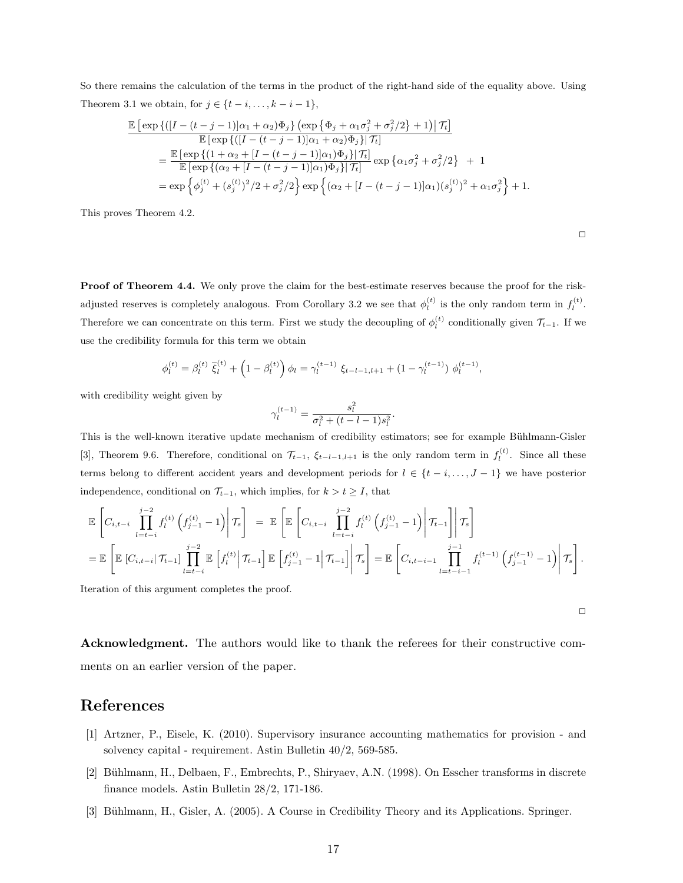So there remains the calculation of the terms in the product of the right-hand side of the equality above. Using Theorem 3.1 we obtain, for $j \in \{t-i, \ldots, k-i-1\}$,

$$
\begin{aligned}
&\frac{\mathbb{E}\left[\exp\left\{([I-(t-j-1)]\alpha_1+\alpha_2)\Phi_j\right\}\left(\exp\left\{\Phi_j+\alpha_1\sigma_j^2+\sigma_j^2/2\right\}+1\right)\middle|\,\mathcal{T}_t\right]}{\mathbb{E}\left[\exp\left\{([I-(t-j-1)]\alpha_1+\alpha_2)\Phi_j\right\}\middle|\,\mathcal{T}_t\right]}\\
&\quad=\frac{\mathbb{E}\left[\exp\left\{(1+\alpha_2+[I-(t-j-1)]\alpha_1)\Phi_j\right\}\middle|\,\mathcal{T}_t\right]}{\mathbb{E}\left[\exp\left\{(\alpha_2+[I-(t-j-1)]\alpha_1)\Phi_j\right\}\middle|\,\mathcal{T}_t\right]}\exp\left\{\alpha_1\sigma_j^2+\sigma_j^2/2\right\}\;+\;1\\
&\quad=\exp\left\{\phi_j^{(t)}+(s_j^{(t)})^2/2+\sigma_j^2/2\right\}\exp\left\{(\alpha_2+[I-(t-j-1)]\alpha_1)(s_j^{(t)})^2+\alpha_1\sigma_j^2\right\}+1.
\end{aligned}
$$

This proves Theorem 4.2.

□

**Proof of Theorem 4.4.** We only prove the claim for the best-estimate reserves because the proof for the risk-adjusted reserves is completely analogous. From Corollary 3.2 we see that $\phi_l^{(t)}$ is the only random term in $f_l^{(t)}$. Therefore we can concentrate on this term. First we study the decoupling of $\phi_l^{(t)}$ conditionally given $\mathcal{T}_{t-1}$. If we use the credibility formula for this term we obtain

$$
\phi_l^{(t)}=\beta_l^{(t)}\,\overline{\xi}_l^{(t)}+\left(1-\beta_l^{(t)}\right)\phi_l=\gamma_l^{(t-1)}\,\xi_{t-l-1,l+1}+(1-\gamma_l^{(t-1)})\,\phi_l^{(t-1)},
$$

with credibility weight given by

$$
\gamma_l^{(t-1)}=\frac{s_l^2}{\sigma_l^2+(t-l-1)s_l^2}.
$$

This is the well-known iterative update mechanism of credibility estimators; see for example Bühlmann-Gisler [3], Theorem 9.6. Therefore, conditional on $\mathcal{T}_{t-1}$, $\xi_{t-l-1,l+1}$ is the only random term in $f_l^{(t)}$. Since all these terms belong to different accident years and development periods for $l \in \{t-i, \ldots, J-1\}$ we have posterior independence, conditional on $\mathcal{T}_{t-1}$, which implies, for $k > t \geq I$, that

$$
\begin{aligned}
&\mathbb{E}\left[C_{i,t-i}\prod_{l=t-i}^{j-2}f_l^{(t)}\left(f_{j-1}^{(t)}-1\right)\middle|\,\mathcal{T}_s\right]\;=\;\mathbb{E}\left[\mathbb{E}\left[C_{i,t-i}\prod_{l=t-i}^{j-2}f_l^{(t)}\left(f_{j-1}^{(t)}-1\right)\middle|\,\mathcal{T}_{t-1}\right]\middle|\,\mathcal{T}_s\right]\\
&=\mathbb{E}\left[\mathbb{E}\left[C_{i,t-i}\middle|\,\mathcal{T}_{t-1}\right]\prod_{l=t-i}^{j-2}\mathbb{E}\left[f_l^{(t)}\middle|\,\mathcal{T}_{t-1}\right]\mathbb{E}\left[f_{j-1}^{(t)}-1\middle|\,\mathcal{T}_{t-1}\right]\middle|\,\mathcal{T}_s\right]=\mathbb{E}\left[C_{i,t-i-1}\prod_{l=t-i-1}^{j-1}f_l^{(t-1)}\left(f_{j-1}^{(t-1)}-1\right)\middle|\,\mathcal{T}_s\right].
\end{aligned}
$$

Iteration of this argument completes the proof.

□

**Acknowledgment.** The authors would like to thank the referees for their constructive comments on an earlier version of the paper.

# References

[1] Artzner, P., Eisele, K. (2010). Supervisory insurance accounting mathematics for provision - and solvency capital - requirement. Astin Bulletin 40/2, 569-585.

[2] Bühlmann, H., Delbaen, F., Embrechts, P., Shiryaev, A.N. (1998). On Esscher transforms in discrete finance models. Astin Bulletin 28/2, 171-186.

[3] Bühlmann, H., Gisler, A. (2005). A Course in Credibility Theory and its Applications. Springer.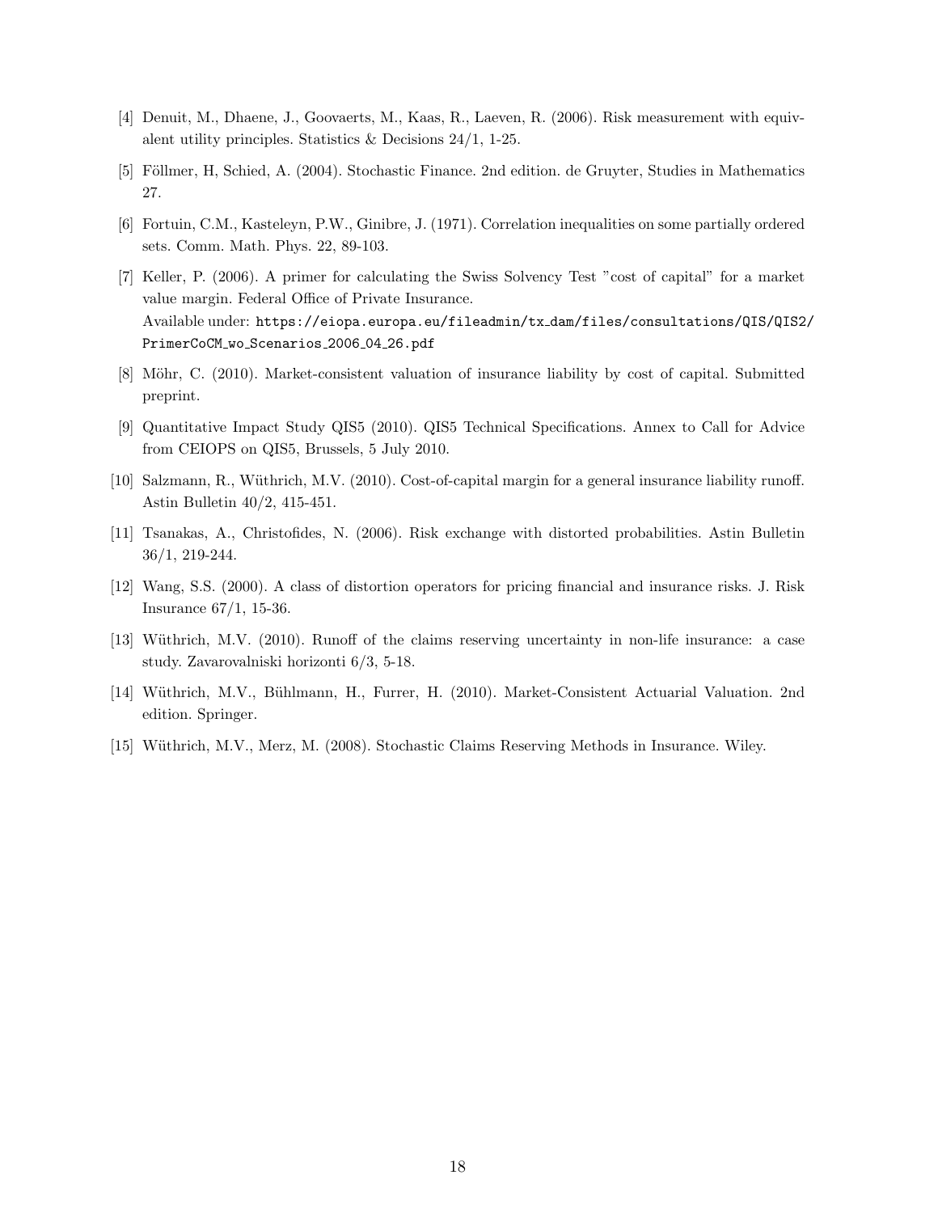[4] Denuit, M., Dhaene, J., Goovaerts, M., Kaas, R., Laeven, R. (2006). Risk measurement with equivalent utility principles. Statistics & Decisions 24/1, 1-25.

[5] Föllmer, H, Schied, A. (2004). Stochastic Finance. 2nd edition. de Gruyter, Studies in Mathematics 27.

[6] Fortuin, C.M., Kasteleyn, P.W., Ginibre, J. (1971). Correlation inequalities on some partially ordered sets. Comm. Math. Phys. 22, 89-103.

[7] Keller, P. (2006). A primer for calculating the Swiss Solvency Test "cost of capital" for a market value margin. Federal Office of Private Insurance.
Available under: `https://eiopa.europa.eu/fileadmin/tx_dam/files/consultations/QIS/QIS2/PrimerCoCM_wo_Scenarios_2006_04_26.pdf`

[8] Möhr, C. (2010). Market-consistent valuation of insurance liability by cost of capital. Submitted preprint.

[9] Quantitative Impact Study QIS5 (2010). QIS5 Technical Specifications. Annex to Call for Advice from CEIOPS on QIS5, Brussels, 5 July 2010.

[10] Salzmann, R., Wüthrich, M.V. (2010). Cost-of-capital margin for a general insurance liability runoff. Astin Bulletin 40/2, 415-451.

[11] Tsanakas, A., Christofides, N. (2006). Risk exchange with distorted probabilities. Astin Bulletin 36/1, 219-244.

[12] Wang, S.S. (2000). A class of distortion operators for pricing financial and insurance risks. J. Risk Insurance 67/1, 15-36.

[13] Wüthrich, M.V. (2010). Runoff of the claims reserving uncertainty in non-life insurance: a case study. Zavarovalniski horizonti 6/3, 5-18.

[14] Wüthrich, M.V., Bühlmann, H., Furrer, H. (2010). Market-Consistent Actuarial Valuation. 2nd edition. Springer.

[15] Wüthrich, M.V., Merz, M. (2008). Stochastic Claims Reserving Methods in Insurance. Wiley.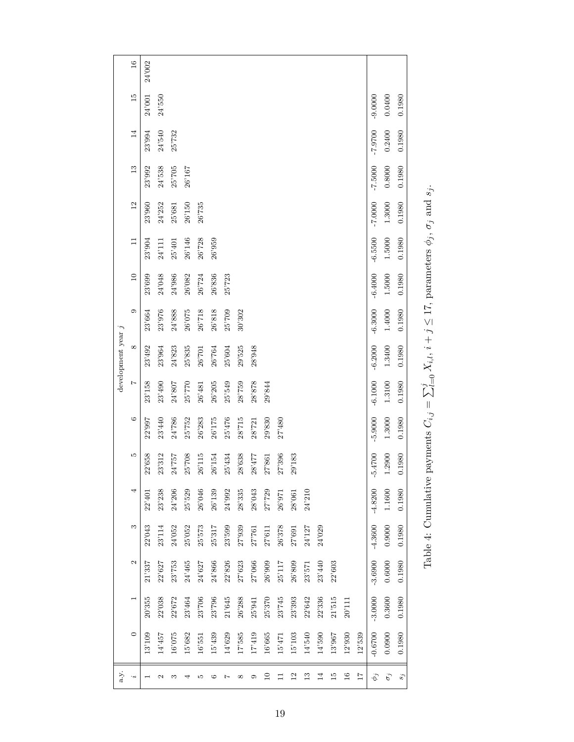| a.y. | development year $j$ | | | | | | | | | | | | | | | | |
|---|---|---|---|---|---|---|---|---|---|---|---|---|---|---|---|---|---|
| $i$ | 0 | 1 | 2 | 3 | 4 | 5 | 6 | 7 | 8 | 9 | 10 | 11 | 12 | 13 | 14 | 15 | 16 |
| 1 | 13'109 | 20'355 | 21'337 | 22'043 | 22'401 | 22'658 | 22'997 | 23'158 | 23'492 | 23'664 | 23'699 | 23'904 | 23'960 | 23'992 | 23'994 | 24'001 | 24'002 |
| 2 | 14'457 | 22'038 | 22'627 | 23'114 | 23'238 | 23'312 | 23'440 | 23'490 | 23'964 | 23'976 | 24'048 | 24'111 | 24'252 | 24'538 | 24'540 | 24'550 | |
| 3 | 16'075 | 22'672 | 23'753 | 24'052 | 24'206 | 24'757 | 24'786 | 24'807 | 24'823 | 24'888 | 24'986 | 25'401 | 25'681 | 25'705 | 25'732 | | |
| 4 | 15'682 | 23'464 | 24'465 | 25'052 | 25'529 | 25'708 | 25'752 | 25'770 | 25'835 | 26'075 | 26'082 | 26'146 | 26'150 | 26'167 | | | |
| 5 | 16'551 | 23'706 | 24'627 | 25'573 | 26'046 | 26'115 | 26'283 | 26'481 | 26'701 | 26'718 | 26'724 | 26'728 | 26'735 | | | | |
| 6 | 15'439 | 23'796 | 24'866 | 25'317 | 26'139 | 26'154 | 26'175 | 26'205 | 26'764 | 26'818 | 26'836 | 26'959 | | | | | |
| 7 | 14'629 | 21'645 | 22'826 | 23'599 | 24'992 | 25'434 | 25'476 | 25'549 | 25'604 | 25'709 | 25'723 | | | | | | |
| 8 | 17'585 | 26'288 | 27'623 | 27'939 | 28'335 | 28'638 | 28'715 | 28'759 | 29'525 | 30'302 | | | | | | | |
| 9 | 17'419 | 25'941 | 27'066 | 27'761 | 28'043 | 28'477 | 28'721 | 28'878 | 28'948 | | | | | | | | |
| 10 | 16'665 | 25'370 | 26'909 | 27'611 | 27'729 | 27'861 | 29'830 | 29'844 | | | | | | | | | |
| 11 | 15'471 | 23'745 | 25'117 | 26'378 | 26'971 | 27'396 | 27'480 | | | | | | | | | | |
| 12 | 15'103 | 23'393 | 26'809 | 27'691 | 28'061 | 29'183 | | | | | | | | | | | |
| 13 | 14'540 | 22'642 | 23'571 | 24'127 | 24'210 | | | | | | | | | | | | |
| 14 | 14'590 | 22'336 | 23'440 | 24'029 | | | | | | | | | | | | | |
| 15 | 13'967 | 21'515 | 22'603 | | | | | | | | | | | | | | |
| 16 | 12'930 | 20'111 | | | | | | | | | | | | | | | |
| 17 | 12'539 | | | | | | | | | | | | | | | | |
| $\phi_j$ | -0.6700 | -3.0000 | -3.6900 | -4.3600 | -4.8200 | -5.4700 | -5.9000 | -6.1000 | -6.2000 | -6.3000 | -6.4000 | -6.5500 | -7.0000 | -7.5000 | -7.9700 | -9.0000 | |
| $\sigma_j$ | 0.0900 | 0.3600 | 0.6000 | 0.9000 | 1.1600 | 1.2900 | 1.3000 | 1.3100 | 1.3400 | 1.4000 | 1.5000 | 1.5000 | 1.3000 | 0.8000 | 0.2400 | 0.0400 | |
| $s_j$ | 0.1980 | 0.1980 | 0.1980 | 0.1980 | 0.1980 | 0.1980 | 0.1980 | 0.1980 | 0.1980 | 0.1980 | 0.1980 | 0.1980 | 0.1980 | 0.1980 | 0.1980 | 0.1980 | |

Table 4: Cumulative payments $C_{i,j} = \sum_{l=0}^{j} X_{i,l}$, $i + j \leq 17$, parameters $\phi_j$, $\sigma_j$ and $s_j$.